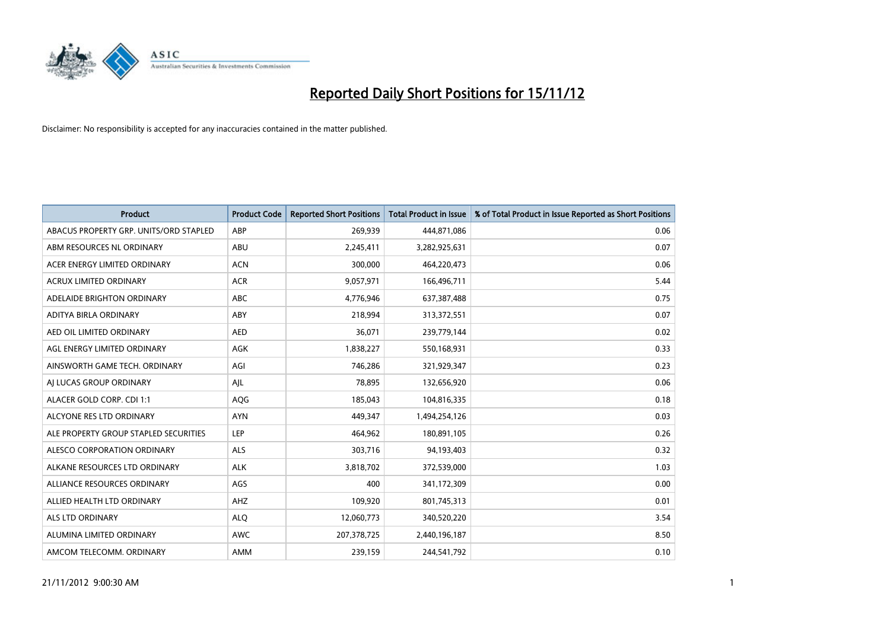# Reported Daily Short Positions for 15/11/12

Disclaimer: No responsibility is accepted for any inaccuracies contained in the matter published.

| Product | Product Code | Reported Short Positions | Total Product in Issue | % of Total Product in Issue Reported as Short Positions |
|---|---|---|---|---|
| ABACUS PROPERTY GRP. UNITS/ORD STAPLED | ABP | 269,939 | 444,871,086 | 0.06 |
| ABM RESOURCES NL ORDINARY | ABU | 2,245,411 | 3,282,925,631 | 0.07 |
| ACER ENERGY LIMITED ORDINARY | ACN | 300,000 | 464,220,473 | 0.06 |
| ACRUX LIMITED ORDINARY | ACR | 9,057,971 | 166,496,711 | 5.44 |
| ADELAIDE BRIGHTON ORDINARY | ABC | 4,776,946 | 637,387,488 | 0.75 |
| ADITYA BIRLA ORDINARY | ABY | 218,994 | 313,372,551 | 0.07 |
| AED OIL LIMITED ORDINARY | AED | 36,071 | 239,779,144 | 0.02 |
| AGL ENERGY LIMITED ORDINARY | AGK | 1,838,227 | 550,168,931 | 0.33 |
| AINSWORTH GAME TECH. ORDINARY | AGI | 746,286 | 321,929,347 | 0.23 |
| AJ LUCAS GROUP ORDINARY | AJL | 78,895 | 132,656,920 | 0.06 |
| ALACER GOLD CORP. CDI 1:1 | AQG | 185,043 | 104,816,335 | 0.18 |
| ALCYONE RES LTD ORDINARY | AYN | 449,347 | 1,494,254,126 | 0.03 |
| ALE PROPERTY GROUP STAPLED SECURITIES | LEP | 464,962 | 180,891,105 | 0.26 |
| ALESCO CORPORATION ORDINARY | ALS | 303,716 | 94,193,403 | 0.32 |
| ALKANE RESOURCES LTD ORDINARY | ALK | 3,818,702 | 372,539,000 | 1.03 |
| ALLIANCE RESOURCES ORDINARY | AGS | 400 | 341,172,309 | 0.00 |
| ALLIED HEALTH LTD ORDINARY | AHZ | 109,920 | 801,745,313 | 0.01 |
| ALS LTD ORDINARY | ALQ | 12,060,773 | 340,520,220 | 3.54 |
| ALUMINA LIMITED ORDINARY | AWC | 207,378,725 | 2,440,196,187 | 8.50 |
| AMCOM TELECOMM. ORDINARY | AMM | 239,159 | 244,541,792 | 0.10 |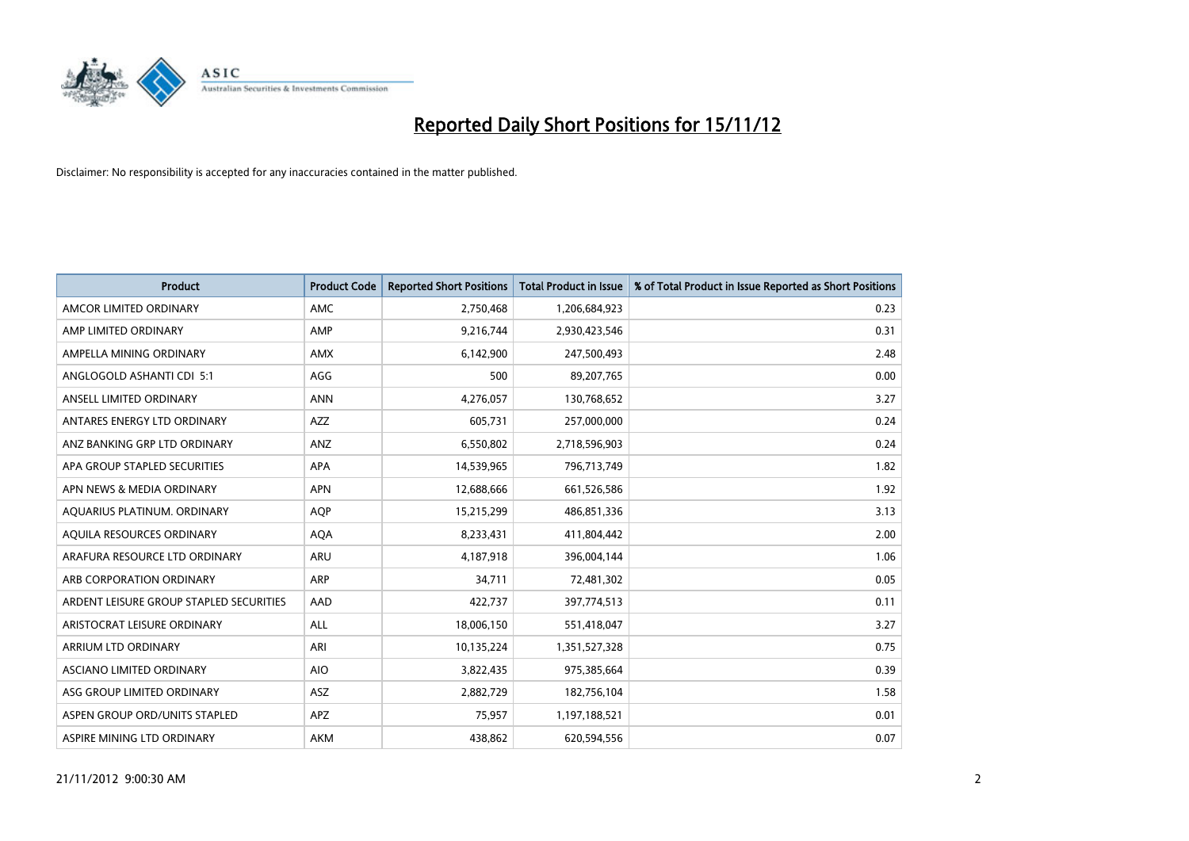# Reported Daily Short Positions for 15/11/12

Disclaimer: No responsibility is accepted for any inaccuracies contained in the matter published.

| Product | Product Code | Reported Short Positions | Total Product in Issue | % of Total Product in Issue Reported as Short Positions |
|---|---|---|---|---|
| AMCOR LIMITED ORDINARY | AMC | 2,750,468 | 1,206,684,923 | 0.23 |
| AMP LIMITED ORDINARY | AMP | 9,216,744 | 2,930,423,546 | 0.31 |
| AMPELLA MINING ORDINARY | AMX | 6,142,900 | 247,500,493 | 2.48 |
| ANGLOGOLD ASHANTI CDI 5:1 | AGG | 500 | 89,207,765 | 0.00 |
| ANSELL LIMITED ORDINARY | ANN | 4,276,057 | 130,768,652 | 3.27 |
| ANTARES ENERGY LTD ORDINARY | AZZ | 605,731 | 257,000,000 | 0.24 |
| ANZ BANKING GRP LTD ORDINARY | ANZ | 6,550,802 | 2,718,596,903 | 0.24 |
| APA GROUP STAPLED SECURITIES | APA | 14,539,965 | 796,713,749 | 1.82 |
| APN NEWS & MEDIA ORDINARY | APN | 12,688,666 | 661,526,586 | 1.92 |
| AQUARIUS PLATINUM. ORDINARY | AQP | 15,215,299 | 486,851,336 | 3.13 |
| AQUILA RESOURCES ORDINARY | AQA | 8,233,431 | 411,804,442 | 2.00 |
| ARAFURA RESOURCE LTD ORDINARY | ARU | 4,187,918 | 396,004,144 | 1.06 |
| ARB CORPORATION ORDINARY | ARP | 34,711 | 72,481,302 | 0.05 |
| ARDENT LEISURE GROUP STAPLED SECURITIES | AAD | 422,737 | 397,774,513 | 0.11 |
| ARISTOCRAT LEISURE ORDINARY | ALL | 18,006,150 | 551,418,047 | 3.27 |
| ARRIUM LTD ORDINARY | ARI | 10,135,224 | 1,351,527,328 | 0.75 |
| ASCIANO LIMITED ORDINARY | AIO | 3,822,435 | 975,385,664 | 0.39 |
| ASG GROUP LIMITED ORDINARY | ASZ | 2,882,729 | 182,756,104 | 1.58 |
| ASPEN GROUP ORD/UNITS STAPLED | APZ | 75,957 | 1,197,188,521 | 0.01 |
| ASPIRE MINING LTD ORDINARY | AKM | 438,862 | 620,594,556 | 0.07 |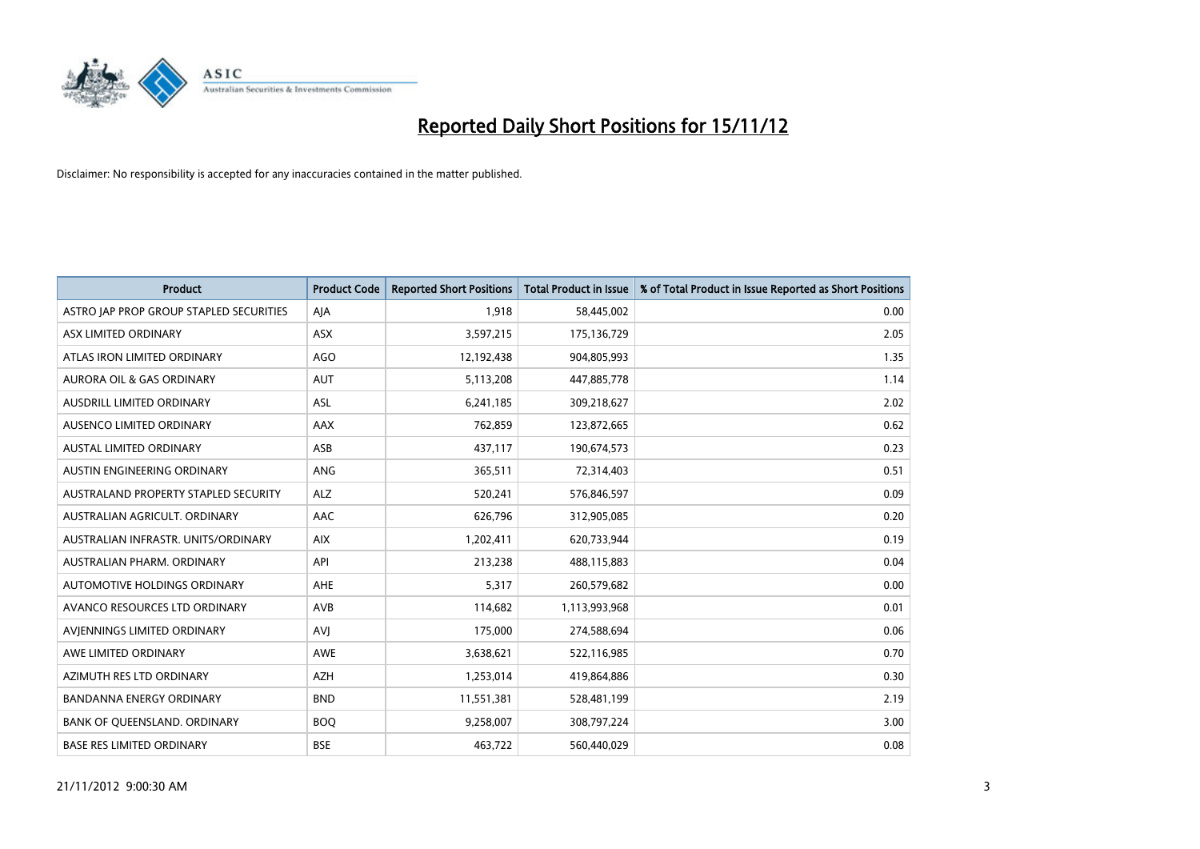# Reported Daily Short Positions for 15/11/12

Disclaimer: No responsibility is accepted for any inaccuracies contained in the matter published.

| Product | Product Code | Reported Short Positions | Total Product in Issue | % of Total Product in Issue Reported as Short Positions |
|---|---|---|---|---|
| ASTRO JAP PROP GROUP STAPLED SECURITIES | AJA | 1,918 | 58,445,002 | 0.00 |
| ASX LIMITED ORDINARY | ASX | 3,597,215 | 175,136,729 | 2.05 |
| ATLAS IRON LIMITED ORDINARY | AGO | 12,192,438 | 904,805,993 | 1.35 |
| AURORA OIL & GAS ORDINARY | AUT | 5,113,208 | 447,885,778 | 1.14 |
| AUSDRILL LIMITED ORDINARY | ASL | 6,241,185 | 309,218,627 | 2.02 |
| AUSENCO LIMITED ORDINARY | AAX | 762,859 | 123,872,665 | 0.62 |
| AUSTAL LIMITED ORDINARY | ASB | 437,117 | 190,674,573 | 0.23 |
| AUSTIN ENGINEERING ORDINARY | ANG | 365,511 | 72,314,403 | 0.51 |
| AUSTRALAND PROPERTY STAPLED SECURITY | ALZ | 520,241 | 576,846,597 | 0.09 |
| AUSTRALIAN AGRICULT. ORDINARY | AAC | 626,796 | 312,905,085 | 0.20 |
| AUSTRALIAN INFRASTR. UNITS/ORDINARY | AIX | 1,202,411 | 620,733,944 | 0.19 |
| AUSTRALIAN PHARM. ORDINARY | API | 213,238 | 488,115,883 | 0.04 |
| AUTOMOTIVE HOLDINGS ORDINARY | AHE | 5,317 | 260,579,682 | 0.00 |
| AVANCO RESOURCES LTD ORDINARY | AVB | 114,682 | 1,113,993,968 | 0.01 |
| AVJENNINGS LIMITED ORDINARY | AVJ | 175,000 | 274,588,694 | 0.06 |
| AWE LIMITED ORDINARY | AWE | 3,638,621 | 522,116,985 | 0.70 |
| AZIMUTH RES LTD ORDINARY | AZH | 1,253,014 | 419,864,886 | 0.30 |
| BANDANNA ENERGY ORDINARY | BND | 11,551,381 | 528,481,199 | 2.19 |
| BANK OF QUEENSLAND. ORDINARY | BOQ | 9,258,007 | 308,797,224 | 3.00 |
| BASE RES LIMITED ORDINARY | BSE | 463,722 | 560,440,029 | 0.08 |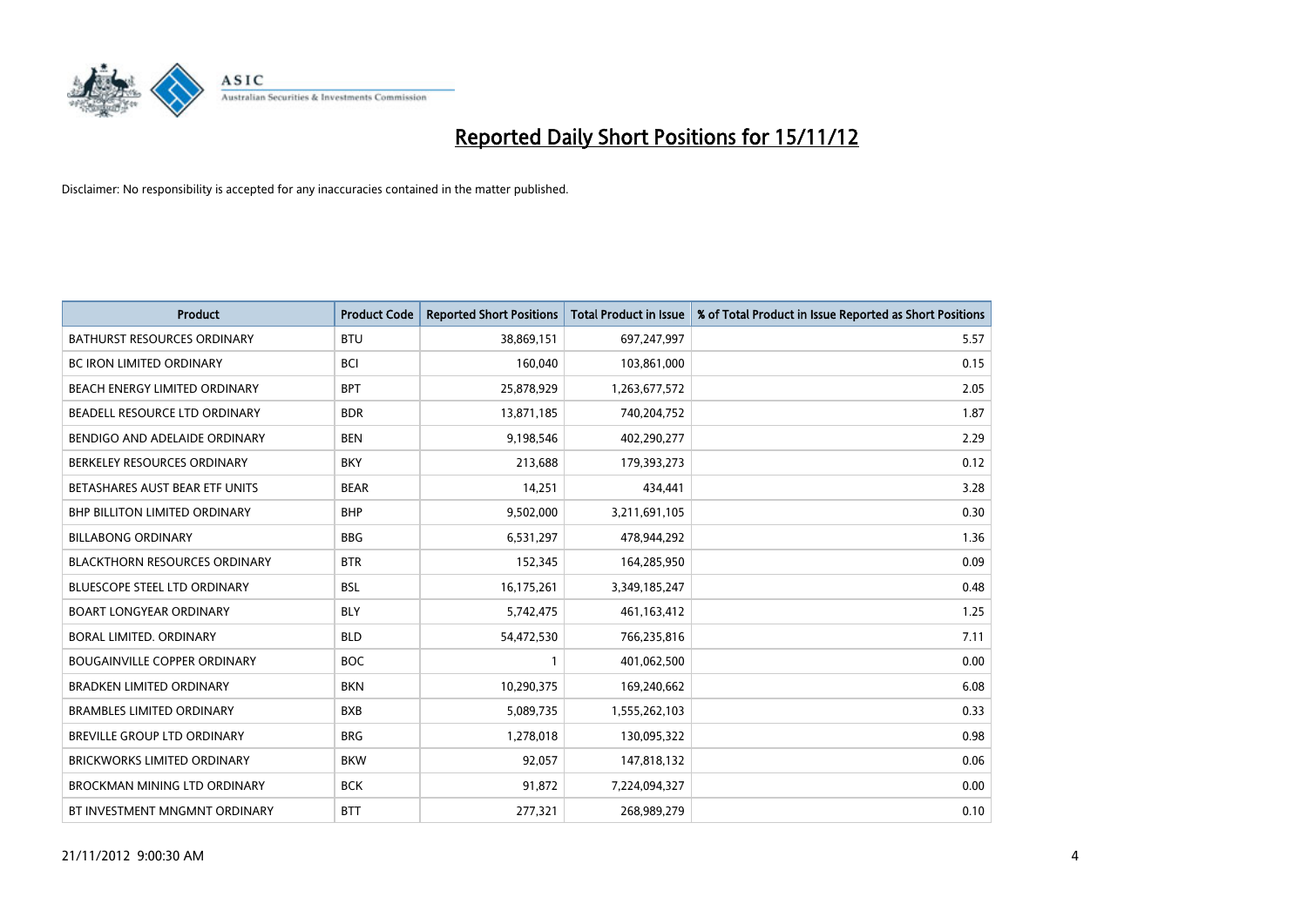# Reported Daily Short Positions for 15/11/12

Disclaimer: No responsibility is accepted for any inaccuracies contained in the matter published.

| Product | Product Code | Reported Short Positions | Total Product in Issue | % of Total Product in Issue Reported as Short Positions |
|---|---|---|---|---|
| BATHURST RESOURCES ORDINARY | BTU | 38,869,151 | 697,247,997 | 5.57 |
| BC IRON LIMITED ORDINARY | BCI | 160,040 | 103,861,000 | 0.15 |
| BEACH ENERGY LIMITED ORDINARY | BPT | 25,878,929 | 1,263,677,572 | 2.05 |
| BEADELL RESOURCE LTD ORDINARY | BDR | 13,871,185 | 740,204,752 | 1.87 |
| BENDIGO AND ADELAIDE ORDINARY | BEN | 9,198,546 | 402,290,277 | 2.29 |
| BERKELEY RESOURCES ORDINARY | BKY | 213,688 | 179,393,273 | 0.12 |
| BETASHARES AUST BEAR ETF UNITS | BEAR | 14,251 | 434,441 | 3.28 |
| BHP BILLITON LIMITED ORDINARY | BHP | 9,502,000 | 3,211,691,105 | 0.30 |
| BILLABONG ORDINARY | BBG | 6,531,297 | 478,944,292 | 1.36 |
| BLACKTHORN RESOURCES ORDINARY | BTR | 152,345 | 164,285,950 | 0.09 |
| BLUESCOPE STEEL LTD ORDINARY | BSL | 16,175,261 | 3,349,185,247 | 0.48 |
| BOART LONGYEAR ORDINARY | BLY | 5,742,475 | 461,163,412 | 1.25 |
| BORAL LIMITED. ORDINARY | BLD | 54,472,530 | 766,235,816 | 7.11 |
| BOUGAINVILLE COPPER ORDINARY | BOC | 1 | 401,062,500 | 0.00 |
| BRADKEN LIMITED ORDINARY | BKN | 10,290,375 | 169,240,662 | 6.08 |
| BRAMBLES LIMITED ORDINARY | BXB | 5,089,735 | 1,555,262,103 | 0.33 |
| BREVILLE GROUP LTD ORDINARY | BRG | 1,278,018 | 130,095,322 | 0.98 |
| BRICKWORKS LIMITED ORDINARY | BKW | 92,057 | 147,818,132 | 0.06 |
| BROCKMAN MINING LTD ORDINARY | BCK | 91,872 | 7,224,094,327 | 0.00 |
| BT INVESTMENT MNGMNT ORDINARY | BTT | 277,321 | 268,989,279 | 0.10 |

21/11/2012 9:00:30 AM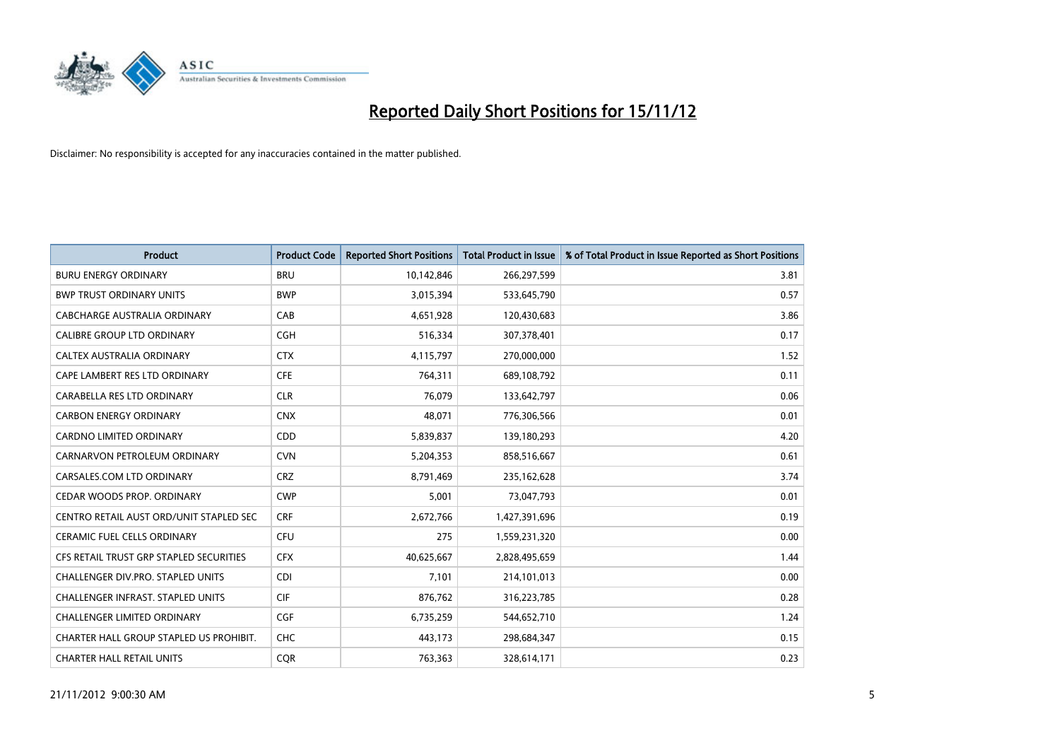# Reported Daily Short Positions for 15/11/12

Disclaimer: No responsibility is accepted for any inaccuracies contained in the matter published.

| Product | Product Code | Reported Short Positions | Total Product in Issue | % of Total Product in Issue Reported as Short Positions |
|---|---|---|---|---|
| BURU ENERGY ORDINARY | BRU | 10,142,846 | 266,297,599 | 3.81 |
| BWP TRUST ORDINARY UNITS | BWP | 3,015,394 | 533,645,790 | 0.57 |
| CABCHARGE AUSTRALIA ORDINARY | CAB | 4,651,928 | 120,430,683 | 3.86 |
| CALIBRE GROUP LTD ORDINARY | CGH | 516,334 | 307,378,401 | 0.17 |
| CALTEX AUSTRALIA ORDINARY | CTX | 4,115,797 | 270,000,000 | 1.52 |
| CAPE LAMBERT RES LTD ORDINARY | CFE | 764,311 | 689,108,792 | 0.11 |
| CARABELLA RES LTD ORDINARY | CLR | 76,079 | 133,642,797 | 0.06 |
| CARBON ENERGY ORDINARY | CNX | 48,071 | 776,306,566 | 0.01 |
| CARDNO LIMITED ORDINARY | CDD | 5,839,837 | 139,180,293 | 4.20 |
| CARNARVON PETROLEUM ORDINARY | CVN | 5,204,353 | 858,516,667 | 0.61 |
| CARSALES.COM LTD ORDINARY | CRZ | 8,791,469 | 235,162,628 | 3.74 |
| CEDAR WOODS PROP. ORDINARY | CWP | 5,001 | 73,047,793 | 0.01 |
| CENTRO RETAIL AUST ORD/UNIT STAPLED SEC | CRF | 2,672,766 | 1,427,391,696 | 0.19 |
| CERAMIC FUEL CELLS ORDINARY | CFU | 275 | 1,559,231,320 | 0.00 |
| CFS RETAIL TRUST GRP STAPLED SECURITIES | CFX | 40,625,667 | 2,828,495,659 | 1.44 |
| CHALLENGER DIV.PRO. STAPLED UNITS | CDI | 7,101 | 214,101,013 | 0.00 |
| CHALLENGER INFRAST. STAPLED UNITS | CIF | 876,762 | 316,223,785 | 0.28 |
| CHALLENGER LIMITED ORDINARY | CGF | 6,735,259 | 544,652,710 | 1.24 |
| CHARTER HALL GROUP STAPLED US PROHIBIT. | CHC | 443,173 | 298,684,347 | 0.15 |
| CHARTER HALL RETAIL UNITS | CQR | 763,363 | 328,614,171 | 0.23 |

21/11/2012 9:00:30 AM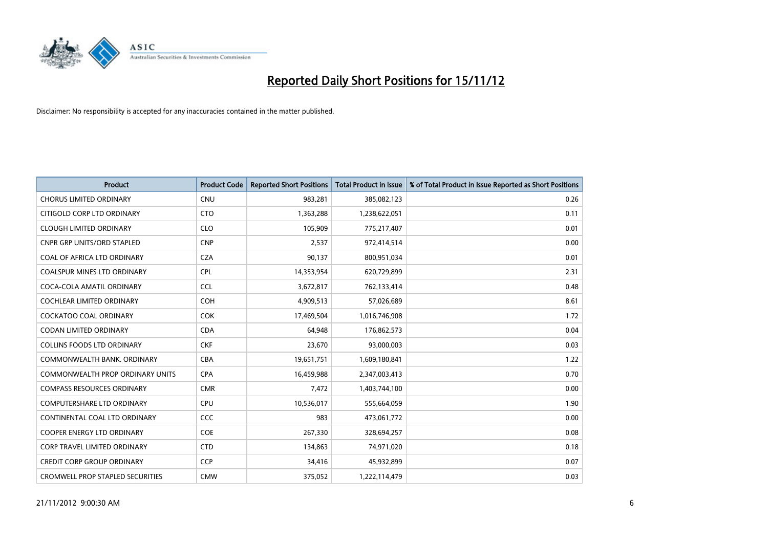# Reported Daily Short Positions for 15/11/12

Disclaimer: No responsibility is accepted for any inaccuracies contained in the matter published.

| Product | Product Code | Reported Short Positions | Total Product in Issue | % of Total Product in Issue Reported as Short Positions |
|---|---|---|---|---|
| CHORUS LIMITED ORDINARY | CNU | 983,281 | 385,082,123 | 0.26 |
| CITIGOLD CORP LTD ORDINARY | CTO | 1,363,288 | 1,238,622,051 | 0.11 |
| CLOUGH LIMITED ORDINARY | CLO | 105,909 | 775,217,407 | 0.01 |
| CNPR GRP UNITS/ORD STAPLED | CNP | 2,537 | 972,414,514 | 0.00 |
| COAL OF AFRICA LTD ORDINARY | CZA | 90,137 | 800,951,034 | 0.01 |
| COALSPUR MINES LTD ORDINARY | CPL | 14,353,954 | 620,729,899 | 2.31 |
| COCA-COLA AMATIL ORDINARY | CCL | 3,672,817 | 762,133,414 | 0.48 |
| COCHLEAR LIMITED ORDINARY | COH | 4,909,513 | 57,026,689 | 8.61 |
| COCKATOO COAL ORDINARY | COK | 17,469,504 | 1,016,746,908 | 1.72 |
| CODAN LIMITED ORDINARY | CDA | 64,948 | 176,862,573 | 0.04 |
| COLLINS FOODS LTD ORDINARY | CKF | 23,670 | 93,000,003 | 0.03 |
| COMMONWEALTH BANK. ORDINARY | CBA | 19,651,751 | 1,609,180,841 | 1.22 |
| COMMONWEALTH PROP ORDINARY UNITS | CPA | 16,459,988 | 2,347,003,413 | 0.70 |
| COMPASS RESOURCES ORDINARY | CMR | 7,472 | 1,403,744,100 | 0.00 |
| COMPUTERSHARE LTD ORDINARY | CPU | 10,536,017 | 555,664,059 | 1.90 |
| CONTINENTAL COAL LTD ORDINARY | CCC | 983 | 473,061,772 | 0.00 |
| COOPER ENERGY LTD ORDINARY | COE | 267,330 | 328,694,257 | 0.08 |
| CORP TRAVEL LIMITED ORDINARY | CTD | 134,863 | 74,971,020 | 0.18 |
| CREDIT CORP GROUP ORDINARY | CCP | 34,416 | 45,932,899 | 0.07 |
| CROMWELL PROP STAPLED SECURITIES | CMW | 375,052 | 1,222,114,479 | 0.03 |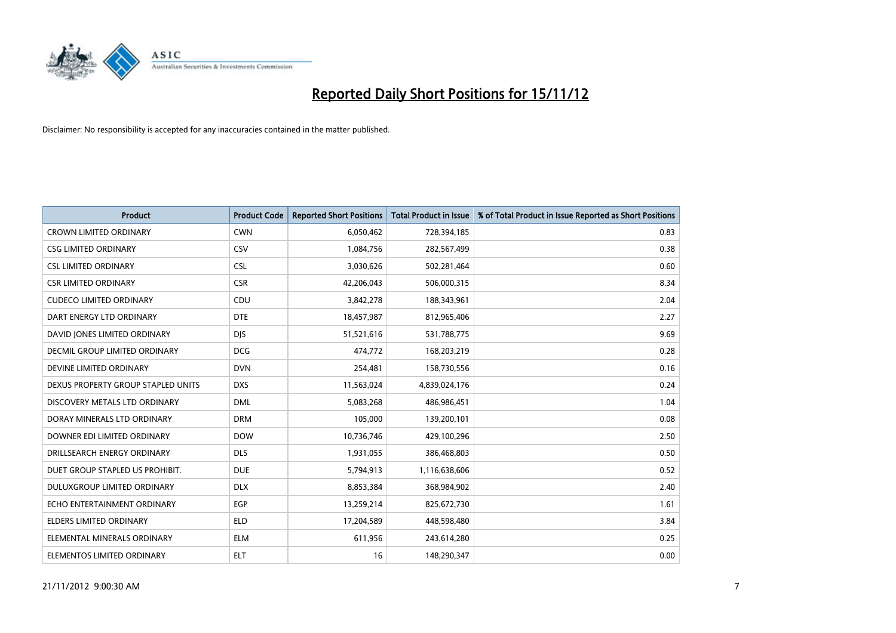# Reported Daily Short Positions for 15/11/12

Disclaimer: No responsibility is accepted for any inaccuracies contained in the matter published.

| Product | Product Code | Reported Short Positions | Total Product in Issue | % of Total Product in Issue Reported as Short Positions |
|---|---|---|---|---|
| CROWN LIMITED ORDINARY | CWN | 6,050,462 | 728,394,185 | 0.83 |
| CSG LIMITED ORDINARY | CSV | 1,084,756 | 282,567,499 | 0.38 |
| CSL LIMITED ORDINARY | CSL | 3,030,626 | 502,281,464 | 0.60 |
| CSR LIMITED ORDINARY | CSR | 42,206,043 | 506,000,315 | 8.34 |
| CUDECO LIMITED ORDINARY | CDU | 3,842,278 | 188,343,961 | 2.04 |
| DART ENERGY LTD ORDINARY | DTE | 18,457,987 | 812,965,406 | 2.27 |
| DAVID JONES LIMITED ORDINARY | DJS | 51,521,616 | 531,788,775 | 9.69 |
| DECMIL GROUP LIMITED ORDINARY | DCG | 474,772 | 168,203,219 | 0.28 |
| DEVINE LIMITED ORDINARY | DVN | 254,481 | 158,730,556 | 0.16 |
| DEXUS PROPERTY GROUP STAPLED UNITS | DXS | 11,563,024 | 4,839,024,176 | 0.24 |
| DISCOVERY METALS LTD ORDINARY | DML | 5,083,268 | 486,986,451 | 1.04 |
| DORAY MINERALS LTD ORDINARY | DRM | 105,000 | 139,200,101 | 0.08 |
| DOWNER EDI LIMITED ORDINARY | DOW | 10,736,746 | 429,100,296 | 2.50 |
| DRILLSEARCH ENERGY ORDINARY | DLS | 1,931,055 | 386,468,803 | 0.50 |
| DUET GROUP STAPLED US PROHIBIT. | DUE | 5,794,913 | 1,116,638,606 | 0.52 |
| DULUXGROUP LIMITED ORDINARY | DLX | 8,853,384 | 368,984,902 | 2.40 |
| ECHO ENTERTAINMENT ORDINARY | EGP | 13,259,214 | 825,672,730 | 1.61 |
| ELDERS LIMITED ORDINARY | ELD | 17,204,589 | 448,598,480 | 3.84 |
| ELEMENTAL MINERALS ORDINARY | ELM | 611,956 | 243,614,280 | 0.25 |
| ELEMENTOS LIMITED ORDINARY | ELT | 16 | 148,290,347 | 0.00 |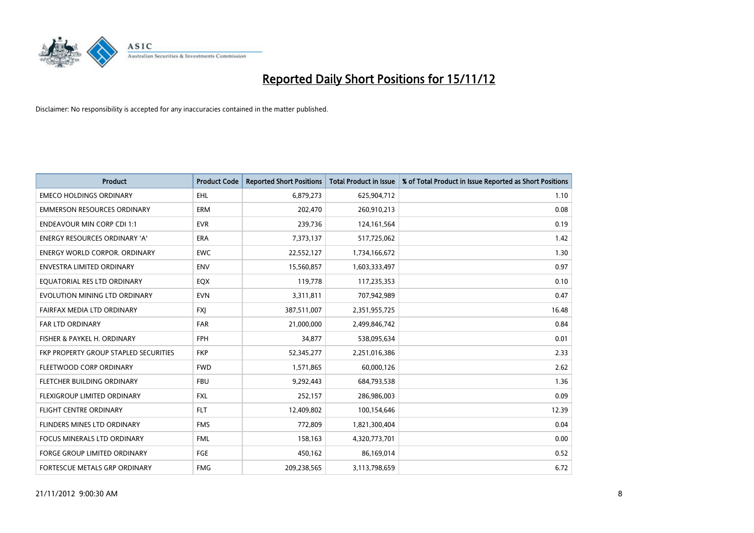# Reported Daily Short Positions for 15/11/12

Disclaimer: No responsibility is accepted for any inaccuracies contained in the matter published.

| Product | Product Code | Reported Short Positions | Total Product in Issue | % of Total Product in Issue Reported as Short Positions |
|---|---|---|---|---|
| EMECO HOLDINGS ORDINARY | EHL | 6,879,273 | 625,904,712 | 1.10 |
| EMMERSON RESOURCES ORDINARY | ERM | 202,470 | 260,910,213 | 0.08 |
| ENDEAVOUR MIN CORP CDI 1:1 | EVR | 239,736 | 124,161,564 | 0.19 |
| ENERGY RESOURCES ORDINARY 'A' | ERA | 7,373,137 | 517,725,062 | 1.42 |
| ENERGY WORLD CORPOR. ORDINARY | EWC | 22,552,127 | 1,734,166,672 | 1.30 |
| ENVESTRA LIMITED ORDINARY | ENV | 15,560,857 | 1,603,333,497 | 0.97 |
| EQUATORIAL RES LTD ORDINARY | EQX | 119,778 | 117,235,353 | 0.10 |
| EVOLUTION MINING LTD ORDINARY | EVN | 3,311,811 | 707,942,989 | 0.47 |
| FAIRFAX MEDIA LTD ORDINARY | FXJ | 387,511,007 | 2,351,955,725 | 16.48 |
| FAR LTD ORDINARY | FAR | 21,000,000 | 2,499,846,742 | 0.84 |
| FISHER & PAYKEL H. ORDINARY | FPH | 34,877 | 538,095,634 | 0.01 |
| FKP PROPERTY GROUP STAPLED SECURITIES | FKP | 52,345,277 | 2,251,016,386 | 2.33 |
| FLEETWOOD CORP ORDINARY | FWD | 1,571,865 | 60,000,126 | 2.62 |
| FLETCHER BUILDING ORDINARY | FBU | 9,292,443 | 684,793,538 | 1.36 |
| FLEXIGROUP LIMITED ORDINARY | FXL | 252,157 | 286,986,003 | 0.09 |
| FLIGHT CENTRE ORDINARY | FLT | 12,409,802 | 100,154,646 | 12.39 |
| FLINDERS MINES LTD ORDINARY | FMS | 772,809 | 1,821,300,404 | 0.04 |
| FOCUS MINERALS LTD ORDINARY | FML | 158,163 | 4,320,773,701 | 0.00 |
| FORGE GROUP LIMITED ORDINARY | FGE | 450,162 | 86,169,014 | 0.52 |
| FORTESCUE METALS GRP ORDINARY | FMG | 209,238,565 | 3,113,798,659 | 6.72 |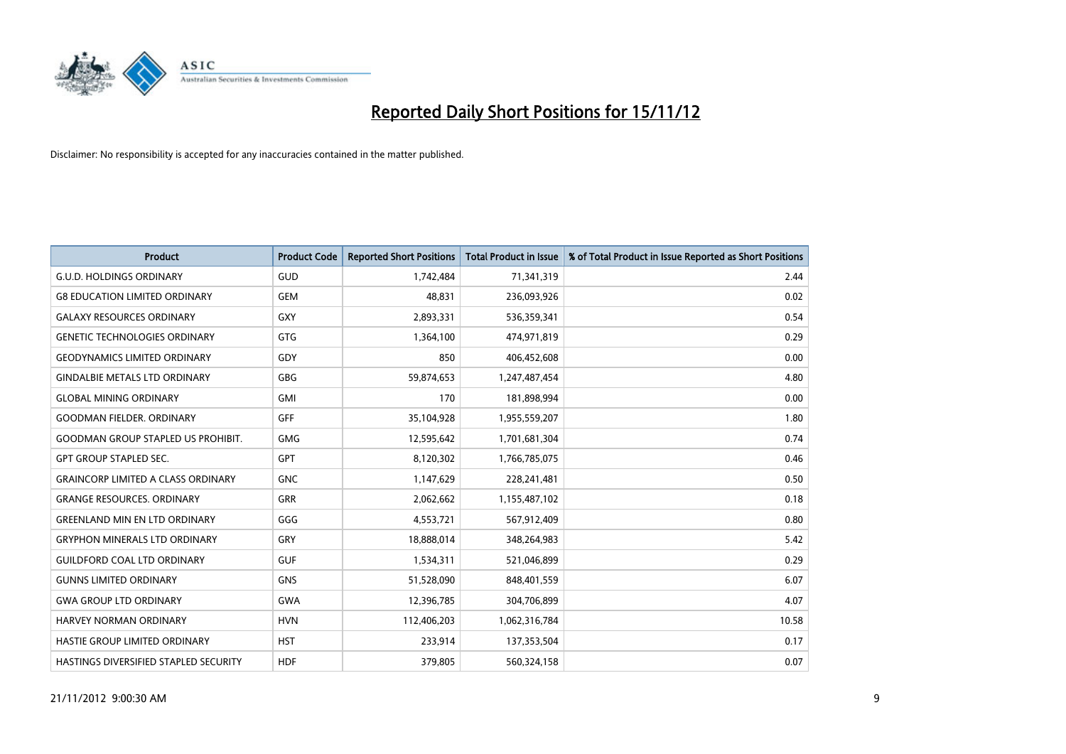# Reported Daily Short Positions for 15/11/12

Disclaimer: No responsibility is accepted for any inaccuracies contained in the matter published.

| Product | Product Code | Reported Short Positions | Total Product in Issue | % of Total Product in Issue Reported as Short Positions |
|---|---|---|---|---|
| G.U.D. HOLDINGS ORDINARY | GUD | 1,742,484 | 71,341,319 | 2.44 |
| G8 EDUCATION LIMITED ORDINARY | GEM | 48,831 | 236,093,926 | 0.02 |
| GALAXY RESOURCES ORDINARY | GXY | 2,893,331 | 536,359,341 | 0.54 |
| GENETIC TECHNOLOGIES ORDINARY | GTG | 1,364,100 | 474,971,819 | 0.29 |
| GEODYNAMICS LIMITED ORDINARY | GDY | 850 | 406,452,608 | 0.00 |
| GINDALBIE METALS LTD ORDINARY | GBG | 59,874,653 | 1,247,487,454 | 4.80 |
| GLOBAL MINING ORDINARY | GMI | 170 | 181,898,994 | 0.00 |
| GOODMAN FIELDER. ORDINARY | GFF | 35,104,928 | 1,955,559,207 | 1.80 |
| GOODMAN GROUP STAPLED US PROHIBIT. | GMG | 12,595,642 | 1,701,681,304 | 0.74 |
| GPT GROUP STAPLED SEC. | GPT | 8,120,302 | 1,766,785,075 | 0.46 |
| GRAINCORP LIMITED A CLASS ORDINARY | GNC | 1,147,629 | 228,241,481 | 0.50 |
| GRANGE RESOURCES. ORDINARY | GRR | 2,062,662 | 1,155,487,102 | 0.18 |
| GREENLAND MIN EN LTD ORDINARY | GGG | 4,553,721 | 567,912,409 | 0.80 |
| GRYPHON MINERALS LTD ORDINARY | GRY | 18,888,014 | 348,264,983 | 5.42 |
| GUILDFORD COAL LTD ORDINARY | GUF | 1,534,311 | 521,046,899 | 0.29 |
| GUNNS LIMITED ORDINARY | GNS | 51,528,090 | 848,401,559 | 6.07 |
| GWA GROUP LTD ORDINARY | GWA | 12,396,785 | 304,706,899 | 4.07 |
| HARVEY NORMAN ORDINARY | HVN | 112,406,203 | 1,062,316,784 | 10.58 |
| HASTIE GROUP LIMITED ORDINARY | HST | 233,914 | 137,353,504 | 0.17 |
| HASTINGS DIVERSIFIED STAPLED SECURITY | HDF | 379,805 | 560,324,158 | 0.07 |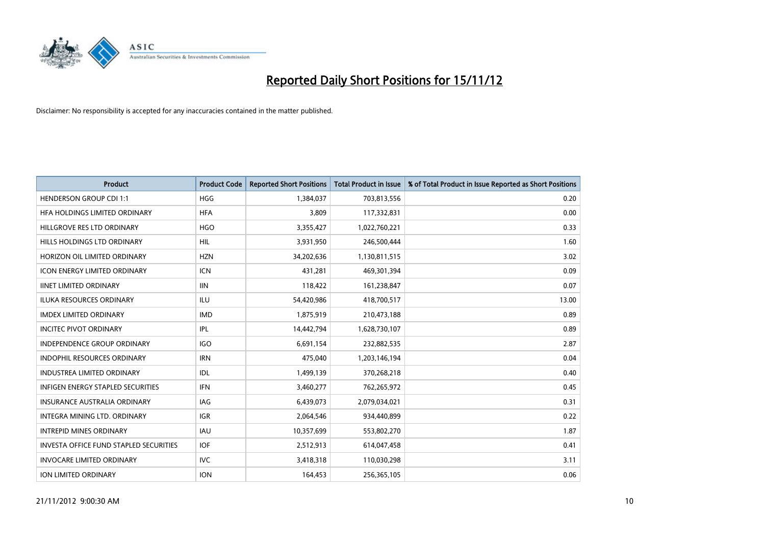# Reported Daily Short Positions for 15/11/12

Disclaimer: No responsibility is accepted for any inaccuracies contained in the matter published.

| Product | Product Code | Reported Short Positions | Total Product in Issue | % of Total Product in Issue Reported as Short Positions |
|---|---|---|---|---|
| HENDERSON GROUP CDI 1:1 | HGG | 1,384,037 | 703,813,556 | 0.20 |
| HFA HOLDINGS LIMITED ORDINARY | HFA | 3,809 | 117,332,831 | 0.00 |
| HILLGROVE RES LTD ORDINARY | HGO | 3,355,427 | 1,022,760,221 | 0.33 |
| HILLS HOLDINGS LTD ORDINARY | HIL | 3,931,950 | 246,500,444 | 1.60 |
| HORIZON OIL LIMITED ORDINARY | HZN | 34,202,636 | 1,130,811,515 | 3.02 |
| ICON ENERGY LIMITED ORDINARY | ICN | 431,281 | 469,301,394 | 0.09 |
| IINET LIMITED ORDINARY | IIN | 118,422 | 161,238,847 | 0.07 |
| ILUKA RESOURCES ORDINARY | ILU | 54,420,986 | 418,700,517 | 13.00 |
| IMDEX LIMITED ORDINARY | IMD | 1,875,919 | 210,473,188 | 0.89 |
| INCITEC PIVOT ORDINARY | IPL | 14,442,794 | 1,628,730,107 | 0.89 |
| INDEPENDENCE GROUP ORDINARY | IGO | 6,691,154 | 232,882,535 | 2.87 |
| INDOPHIL RESOURCES ORDINARY | IRN | 475,040 | 1,203,146,194 | 0.04 |
| INDUSTREA LIMITED ORDINARY | IDL | 1,499,139 | 370,268,218 | 0.40 |
| INFIGEN ENERGY STAPLED SECURITIES | IFN | 3,460,277 | 762,265,972 | 0.45 |
| INSURANCE AUSTRALIA ORDINARY | IAG | 6,439,073 | 2,079,034,021 | 0.31 |
| INTEGRA MINING LTD. ORDINARY | IGR | 2,064,546 | 934,440,899 | 0.22 |
| INTREPID MINES ORDINARY | IAU | 10,357,699 | 553,802,270 | 1.87 |
| INVESTA OFFICE FUND STAPLED SECURITIES | IOF | 2,512,913 | 614,047,458 | 0.41 |
| INVOCARE LIMITED ORDINARY | IVC | 3,418,318 | 110,030,298 | 3.11 |
| ION LIMITED ORDINARY | ION | 164,453 | 256,365,105 | 0.06 |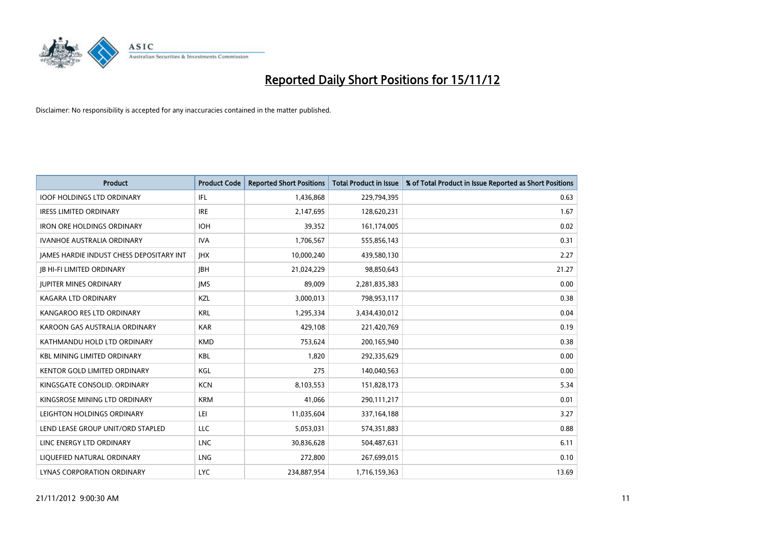# Reported Daily Short Positions for 15/11/12

Disclaimer: No responsibility is accepted for any inaccuracies contained in the matter published.

| Product | Product Code | Reported Short Positions | Total Product in Issue | % of Total Product in Issue Reported as Short Positions |
|---|---|---|---|---|
| IOOF HOLDINGS LTD ORDINARY | IFL | 1,436,868 | 229,794,395 | 0.63 |
| IRESS LIMITED ORDINARY | IRE | 2,147,695 | 128,620,231 | 1.67 |
| IRON ORE HOLDINGS ORDINARY | IOH | 39,352 | 161,174,005 | 0.02 |
| IVANHOE AUSTRALIA ORDINARY | IVA | 1,706,567 | 555,856,143 | 0.31 |
| JAMES HARDIE INDUST CHESS DEPOSITARY INT | JHX | 10,000,240 | 439,580,130 | 2.27 |
| JB HI-FI LIMITED ORDINARY | JBH | 21,024,229 | 98,850,643 | 21.27 |
| JUPITER MINES ORDINARY | JMS | 89,009 | 2,281,835,383 | 0.00 |
| KAGARA LTD ORDINARY | KZL | 3,000,013 | 798,953,117 | 0.38 |
| KANGAROO RES LTD ORDINARY | KRL | 1,295,334 | 3,434,430,012 | 0.04 |
| KAROON GAS AUSTRALIA ORDINARY | KAR | 429,108 | 221,420,769 | 0.19 |
| KATHMANDU HOLD LTD ORDINARY | KMD | 753,624 | 200,165,940 | 0.38 |
| KBL MINING LIMITED ORDINARY | KBL | 1,820 | 292,335,629 | 0.00 |
| KENTOR GOLD LIMITED ORDINARY | KGL | 275 | 140,040,563 | 0.00 |
| KINGSGATE CONSOLID. ORDINARY | KCN | 8,103,553 | 151,828,173 | 5.34 |
| KINGSROSE MINING LTD ORDINARY | KRM | 41,066 | 290,111,217 | 0.01 |
| LEIGHTON HOLDINGS ORDINARY | LEI | 11,035,604 | 337,164,188 | 3.27 |
| LEND LEASE GROUP UNIT/ORD STAPLED | LLC | 5,053,031 | 574,351,883 | 0.88 |
| LINC ENERGY LTD ORDINARY | LNC | 30,836,628 | 504,487,631 | 6.11 |
| LIQUEFIED NATURAL ORDINARY | LNG | 272,800 | 267,699,015 | 0.10 |
| LYNAS CORPORATION ORDINARY | LYC | 234,887,954 | 1,716,159,363 | 13.69 |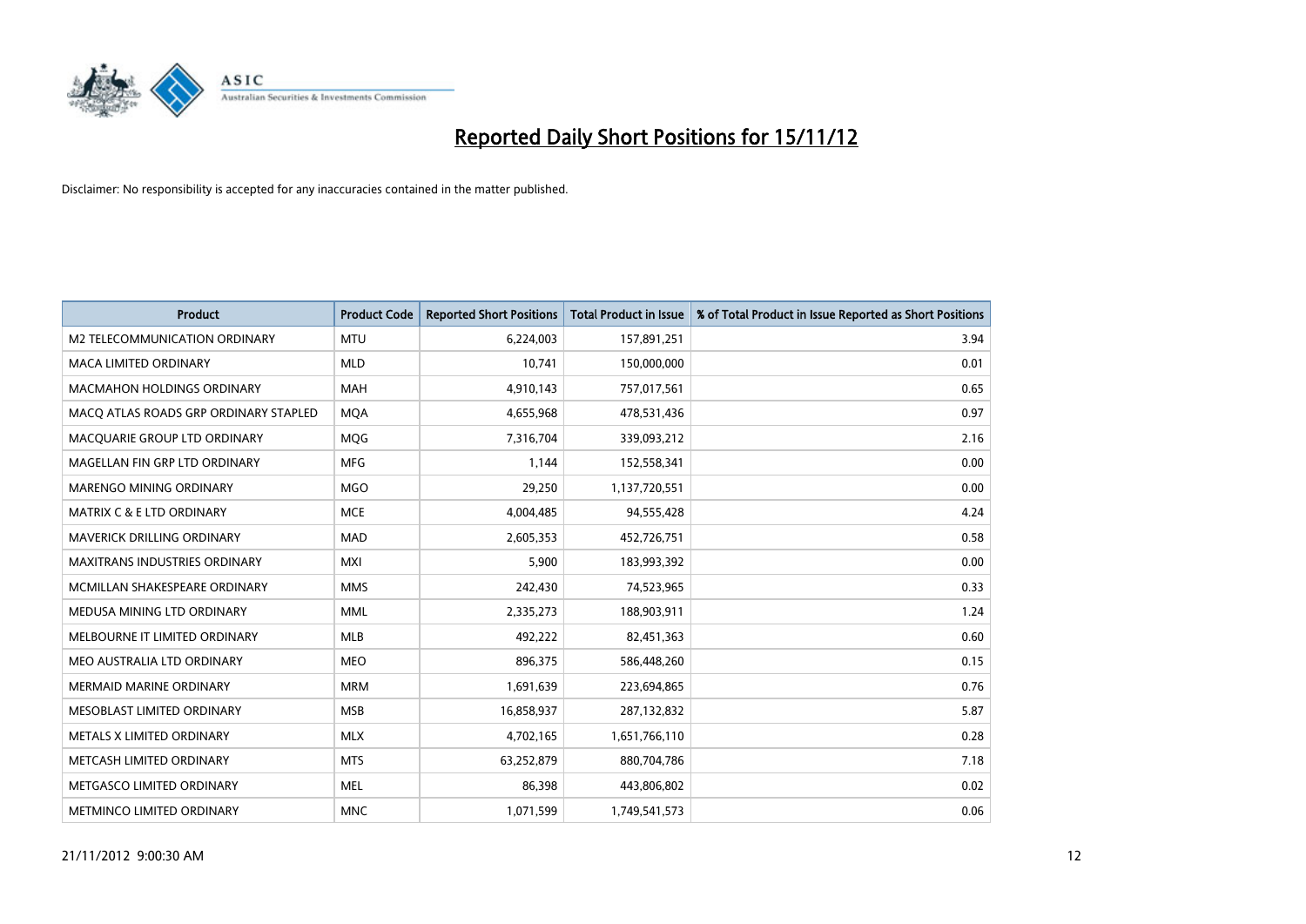# Reported Daily Short Positions for 15/11/12

Disclaimer: No responsibility is accepted for any inaccuracies contained in the matter published.

| Product | Product Code | Reported Short Positions | Total Product in Issue | % of Total Product in Issue Reported as Short Positions |
|---|---|---|---|---|
| M2 TELECOMMUNICATION ORDINARY | MTU | 6,224,003 | 157,891,251 | 3.94 |
| MACA LIMITED ORDINARY | MLD | 10,741 | 150,000,000 | 0.01 |
| MACMAHON HOLDINGS ORDINARY | MAH | 4,910,143 | 757,017,561 | 0.65 |
| MACQ ATLAS ROADS GRP ORDINARY STAPLED | MQA | 4,655,968 | 478,531,436 | 0.97 |
| MACQUARIE GROUP LTD ORDINARY | MQG | 7,316,704 | 339,093,212 | 2.16 |
| MAGELLAN FIN GRP LTD ORDINARY | MFG | 1,144 | 152,558,341 | 0.00 |
| MARENGO MINING ORDINARY | MGO | 29,250 | 1,137,720,551 | 0.00 |
| MATRIX C & E LTD ORDINARY | MCE | 4,004,485 | 94,555,428 | 4.24 |
| MAVERICK DRILLING ORDINARY | MAD | 2,605,353 | 452,726,751 | 0.58 |
| MAXITRANS INDUSTRIES ORDINARY | MXI | 5,900 | 183,993,392 | 0.00 |
| MCMILLAN SHAKESPEARE ORDINARY | MMS | 242,430 | 74,523,965 | 0.33 |
| MEDUSA MINING LTD ORDINARY | MML | 2,335,273 | 188,903,911 | 1.24 |
| MELBOURNE IT LIMITED ORDINARY | MLB | 492,222 | 82,451,363 | 0.60 |
| MEO AUSTRALIA LTD ORDINARY | MEO | 896,375 | 586,448,260 | 0.15 |
| MERMAID MARINE ORDINARY | MRM | 1,691,639 | 223,694,865 | 0.76 |
| MESOBLAST LIMITED ORDINARY | MSB | 16,858,937 | 287,132,832 | 5.87 |
| METALS X LIMITED ORDINARY | MLX | 4,702,165 | 1,651,766,110 | 0.28 |
| METCASH LIMITED ORDINARY | MTS | 63,252,879 | 880,704,786 | 7.18 |
| METGASCO LIMITED ORDINARY | MEL | 86,398 | 443,806,802 | 0.02 |
| METMINCO LIMITED ORDINARY | MNC | 1,071,599 | 1,749,541,573 | 0.06 |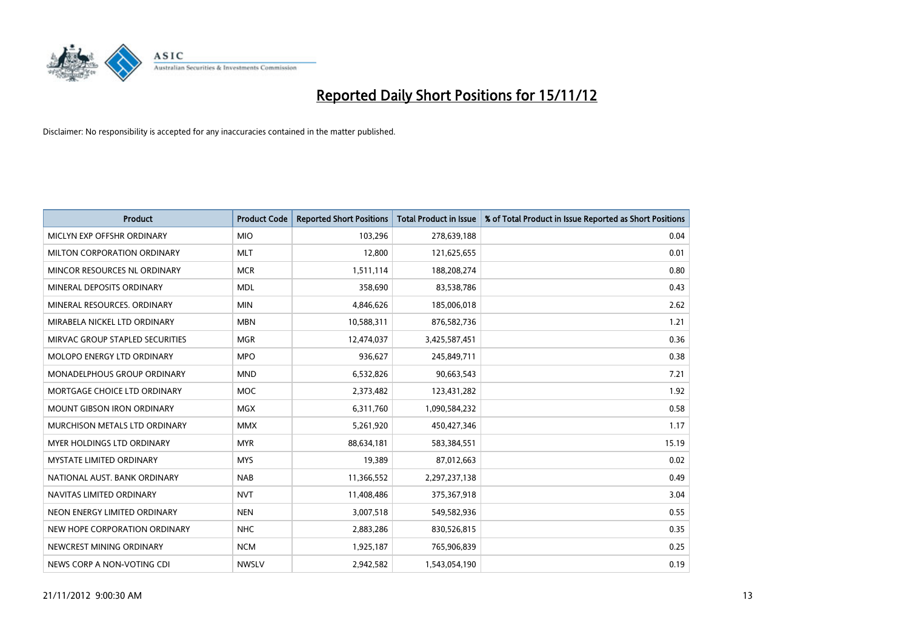# Reported Daily Short Positions for 15/11/12

Disclaimer: No responsibility is accepted for any inaccuracies contained in the matter published.

| Product | Product Code | Reported Short Positions | Total Product in Issue | % of Total Product in Issue Reported as Short Positions |
|---|---|---|---|---|
| MICLYN EXP OFFSHR ORDINARY | MIO | 103,296 | 278,639,188 | 0.04 |
| MILTON CORPORATION ORDINARY | MLT | 12,800 | 121,625,655 | 0.01 |
| MINCOR RESOURCES NL ORDINARY | MCR | 1,511,114 | 188,208,274 | 0.80 |
| MINERAL DEPOSITS ORDINARY | MDL | 358,690 | 83,538,786 | 0.43 |
| MINERAL RESOURCES. ORDINARY | MIN | 4,846,626 | 185,006,018 | 2.62 |
| MIRABELA NICKEL LTD ORDINARY | MBN | 10,588,311 | 876,582,736 | 1.21 |
| MIRVAC GROUP STAPLED SECURITIES | MGR | 12,474,037 | 3,425,587,451 | 0.36 |
| MOLOPO ENERGY LTD ORDINARY | MPO | 936,627 | 245,849,711 | 0.38 |
| MONADELPHOUS GROUP ORDINARY | MND | 6,532,826 | 90,663,543 | 7.21 |
| MORTGAGE CHOICE LTD ORDINARY | MOC | 2,373,482 | 123,431,282 | 1.92 |
| MOUNT GIBSON IRON ORDINARY | MGX | 6,311,760 | 1,090,584,232 | 0.58 |
| MURCHISON METALS LTD ORDINARY | MMX | 5,261,920 | 450,427,346 | 1.17 |
| MYER HOLDINGS LTD ORDINARY | MYR | 88,634,181 | 583,384,551 | 15.19 |
| MYSTATE LIMITED ORDINARY | MYS | 19,389 | 87,012,663 | 0.02 |
| NATIONAL AUST. BANK ORDINARY | NAB | 11,366,552 | 2,297,237,138 | 0.49 |
| NAVITAS LIMITED ORDINARY | NVT | 11,408,486 | 375,367,918 | 3.04 |
| NEON ENERGY LIMITED ORDINARY | NEN | 3,007,518 | 549,582,936 | 0.55 |
| NEW HOPE CORPORATION ORDINARY | NHC | 2,883,286 | 830,526,815 | 0.35 |
| NEWCREST MINING ORDINARY | NCM | 1,925,187 | 765,906,839 | 0.25 |
| NEWS CORP A NON-VOTING CDI | NWSLV | 2,942,582 | 1,543,054,190 | 0.19 |

21/11/2012 9:00:30 AM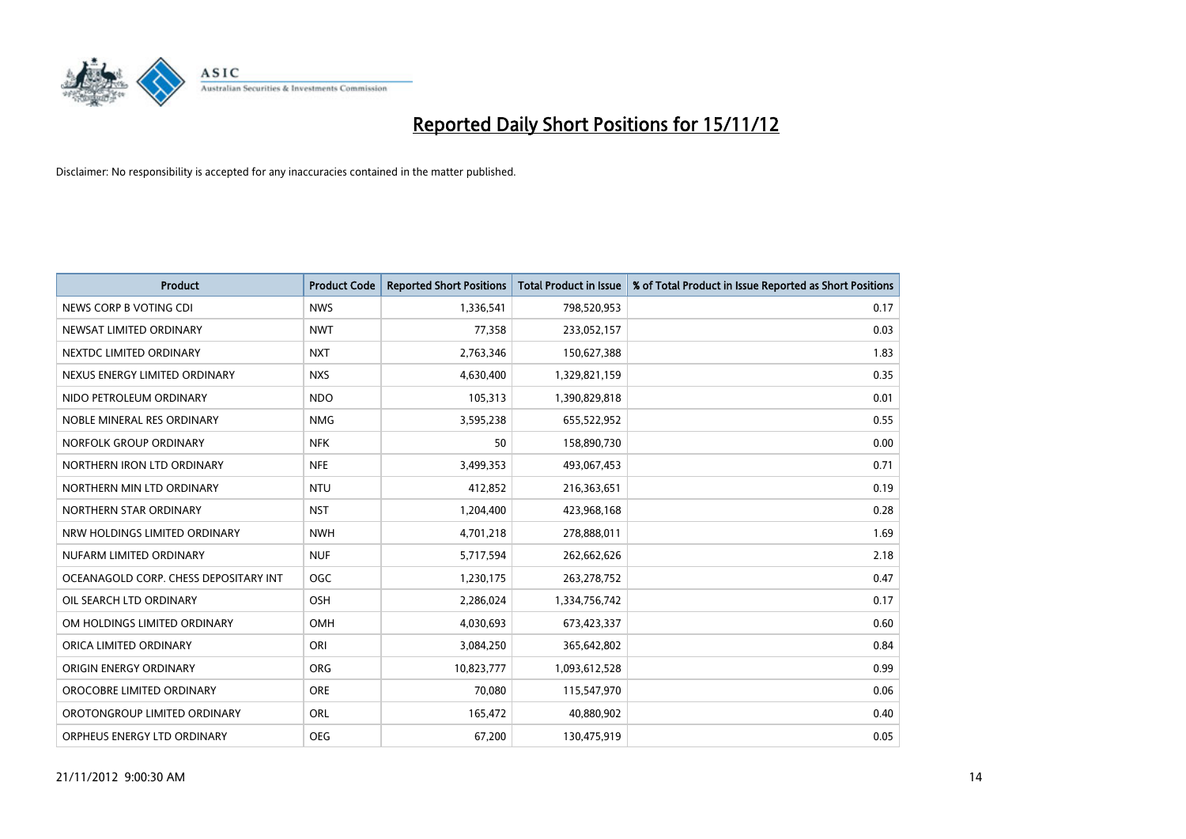# Reported Daily Short Positions for 15/11/12

Disclaimer: No responsibility is accepted for any inaccuracies contained in the matter published.

| Product | Product Code | Reported Short Positions | Total Product in Issue | % of Total Product in Issue Reported as Short Positions |
|---|---|---|---|---|
| NEWS CORP B VOTING CDI | NWS | 1,336,541 | 798,520,953 | 0.17 |
| NEWSAT LIMITED ORDINARY | NWT | 77,358 | 233,052,157 | 0.03 |
| NEXTDC LIMITED ORDINARY | NXT | 2,763,346 | 150,627,388 | 1.83 |
| NEXUS ENERGY LIMITED ORDINARY | NXS | 4,630,400 | 1,329,821,159 | 0.35 |
| NIDO PETROLEUM ORDINARY | NDO | 105,313 | 1,390,829,818 | 0.01 |
| NOBLE MINERAL RES ORDINARY | NMG | 3,595,238 | 655,522,952 | 0.55 |
| NORFOLK GROUP ORDINARY | NFK | 50 | 158,890,730 | 0.00 |
| NORTHERN IRON LTD ORDINARY | NFE | 3,499,353 | 493,067,453 | 0.71 |
| NORTHERN MIN LTD ORDINARY | NTU | 412,852 | 216,363,651 | 0.19 |
| NORTHERN STAR ORDINARY | NST | 1,204,400 | 423,968,168 | 0.28 |
| NRW HOLDINGS LIMITED ORDINARY | NWH | 4,701,218 | 278,888,011 | 1.69 |
| NUFARM LIMITED ORDINARY | NUF | 5,717,594 | 262,662,626 | 2.18 |
| OCEANAGOLD CORP. CHESS DEPOSITARY INT | OGC | 1,230,175 | 263,278,752 | 0.47 |
| OIL SEARCH LTD ORDINARY | OSH | 2,286,024 | 1,334,756,742 | 0.17 |
| OM HOLDINGS LIMITED ORDINARY | OMH | 4,030,693 | 673,423,337 | 0.60 |
| ORICA LIMITED ORDINARY | ORI | 3,084,250 | 365,642,802 | 0.84 |
| ORIGIN ENERGY ORDINARY | ORG | 10,823,777 | 1,093,612,528 | 0.99 |
| OROCOBRE LIMITED ORDINARY | ORE | 70,080 | 115,547,970 | 0.06 |
| OROTONGROUP LIMITED ORDINARY | ORL | 165,472 | 40,880,902 | 0.40 |
| ORPHEUS ENERGY LTD ORDINARY | OEG | 67,200 | 130,475,919 | 0.05 |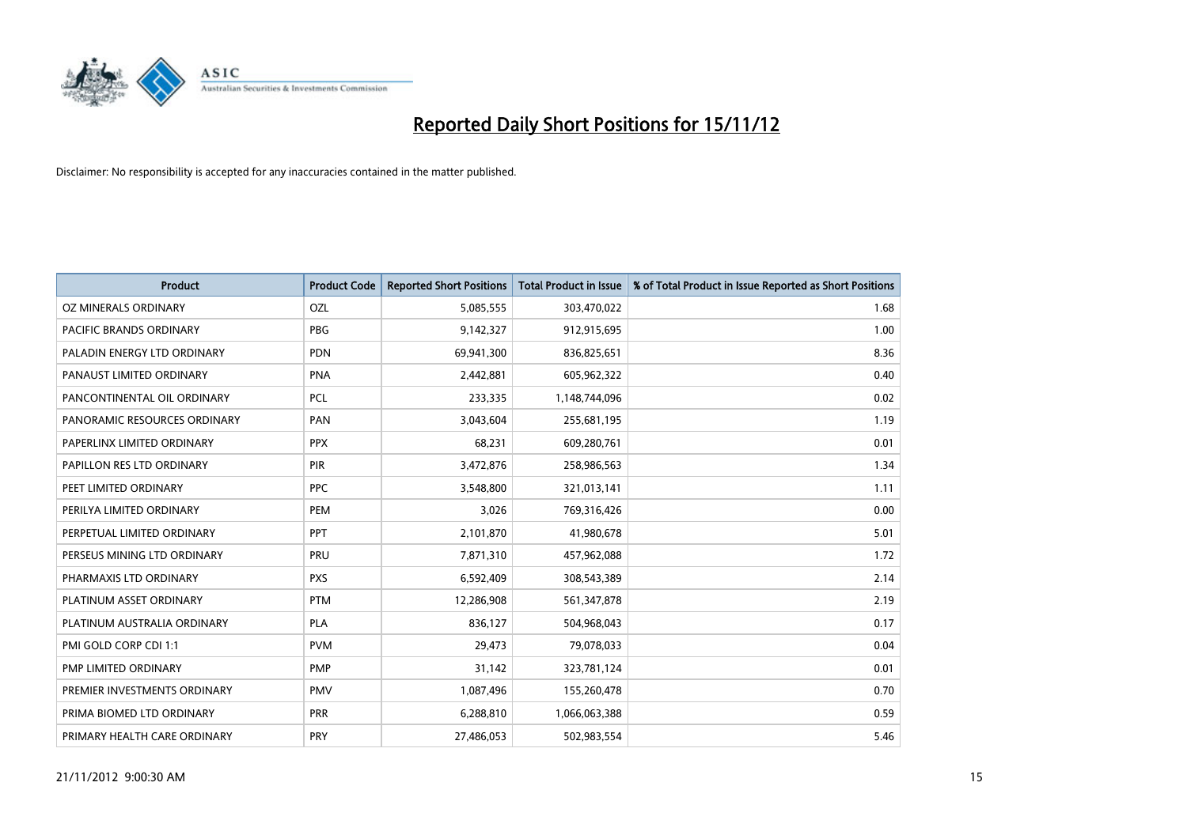# Reported Daily Short Positions for 15/11/12

Disclaimer: No responsibility is accepted for any inaccuracies contained in the matter published.

| Product | Product Code | Reported Short Positions | Total Product in Issue | % of Total Product in Issue Reported as Short Positions |
|---|---|---|---|---|
| OZ MINERALS ORDINARY | OZL | 5,085,555 | 303,470,022 | 1.68 |
| PACIFIC BRANDS ORDINARY | PBG | 9,142,327 | 912,915,695 | 1.00 |
| PALADIN ENERGY LTD ORDINARY | PDN | 69,941,300 | 836,825,651 | 8.36 |
| PANAUST LIMITED ORDINARY | PNA | 2,442,881 | 605,962,322 | 0.40 |
| PANCONTINENTAL OIL ORDINARY | PCL | 233,335 | 1,148,744,096 | 0.02 |
| PANORAMIC RESOURCES ORDINARY | PAN | 3,043,604 | 255,681,195 | 1.19 |
| PAPERLINX LIMITED ORDINARY | PPX | 68,231 | 609,280,761 | 0.01 |
| PAPILLON RES LTD ORDINARY | PIR | 3,472,876 | 258,986,563 | 1.34 |
| PEET LIMITED ORDINARY | PPC | 3,548,800 | 321,013,141 | 1.11 |
| PERILYA LIMITED ORDINARY | PEM | 3,026 | 769,316,426 | 0.00 |
| PERPETUAL LIMITED ORDINARY | PPT | 2,101,870 | 41,980,678 | 5.01 |
| PERSEUS MINING LTD ORDINARY | PRU | 7,871,310 | 457,962,088 | 1.72 |
| PHARMAXIS LTD ORDINARY | PXS | 6,592,409 | 308,543,389 | 2.14 |
| PLATINUM ASSET ORDINARY | PTM | 12,286,908 | 561,347,878 | 2.19 |
| PLATINUM AUSTRALIA ORDINARY | PLA | 836,127 | 504,968,043 | 0.17 |
| PMI GOLD CORP CDI 1:1 | PVM | 29,473 | 79,078,033 | 0.04 |
| PMP LIMITED ORDINARY | PMP | 31,142 | 323,781,124 | 0.01 |
| PREMIER INVESTMENTS ORDINARY | PMV | 1,087,496 | 155,260,478 | 0.70 |
| PRIMA BIOMED LTD ORDINARY | PRR | 6,288,810 | 1,066,063,388 | 0.59 |
| PRIMARY HEALTH CARE ORDINARY | PRY | 27,486,053 | 502,983,554 | 5.46 |

21/11/2012 9:00:30 AM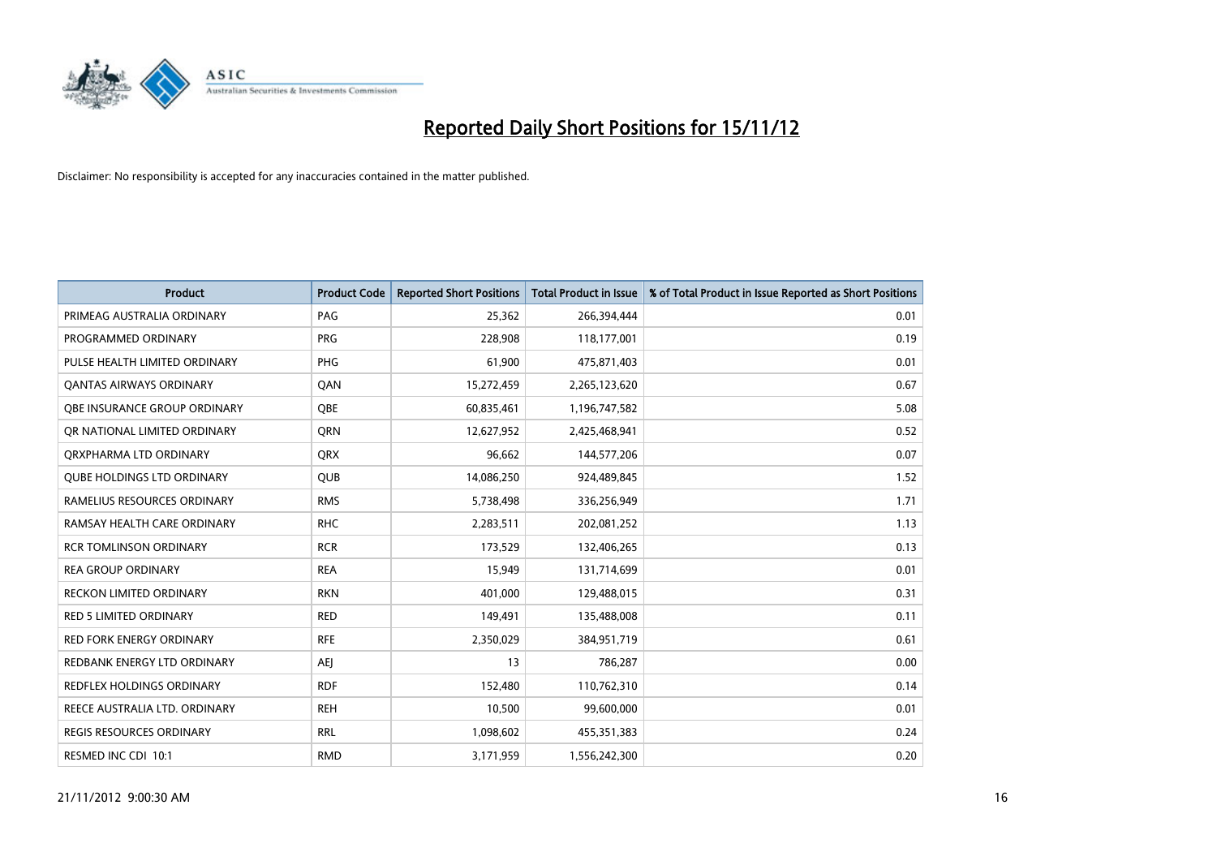# Reported Daily Short Positions for 15/11/12

Disclaimer: No responsibility is accepted for any inaccuracies contained in the matter published.

| Product | Product Code | Reported Short Positions | Total Product in Issue | % of Total Product in Issue Reported as Short Positions |
|---|---|---|---|---|
| PRIMEAG AUSTRALIA ORDINARY | PAG | 25,362 | 266,394,444 | 0.01 |
| PROGRAMMED ORDINARY | PRG | 228,908 | 118,177,001 | 0.19 |
| PULSE HEALTH LIMITED ORDINARY | PHG | 61,900 | 475,871,403 | 0.01 |
| QANTAS AIRWAYS ORDINARY | QAN | 15,272,459 | 2,265,123,620 | 0.67 |
| QBE INSURANCE GROUP ORDINARY | QBE | 60,835,461 | 1,196,747,582 | 5.08 |
| QR NATIONAL LIMITED ORDINARY | QRN | 12,627,952 | 2,425,468,941 | 0.52 |
| QRXPHARMA LTD ORDINARY | QRX | 96,662 | 144,577,206 | 0.07 |
| QUBE HOLDINGS LTD ORDINARY | QUB | 14,086,250 | 924,489,845 | 1.52 |
| RAMELIUS RESOURCES ORDINARY | RMS | 5,738,498 | 336,256,949 | 1.71 |
| RAMSAY HEALTH CARE ORDINARY | RHC | 2,283,511 | 202,081,252 | 1.13 |
| RCR TOMLINSON ORDINARY | RCR | 173,529 | 132,406,265 | 0.13 |
| REA GROUP ORDINARY | REA | 15,949 | 131,714,699 | 0.01 |
| RECKON LIMITED ORDINARY | RKN | 401,000 | 129,488,015 | 0.31 |
| RED 5 LIMITED ORDINARY | RED | 149,491 | 135,488,008 | 0.11 |
| RED FORK ENERGY ORDINARY | RFE | 2,350,029 | 384,951,719 | 0.61 |
| REDBANK ENERGY LTD ORDINARY | AEJ | 13 | 786,287 | 0.00 |
| REDFLEX HOLDINGS ORDINARY | RDF | 152,480 | 110,762,310 | 0.14 |
| REECE AUSTRALIA LTD. ORDINARY | REH | 10,500 | 99,600,000 | 0.01 |
| REGIS RESOURCES ORDINARY | RRL | 1,098,602 | 455,351,383 | 0.24 |
| RESMED INC CDI 10:1 | RMD | 3,171,959 | 1,556,242,300 | 0.20 |

21/11/2012 9:00:30 AM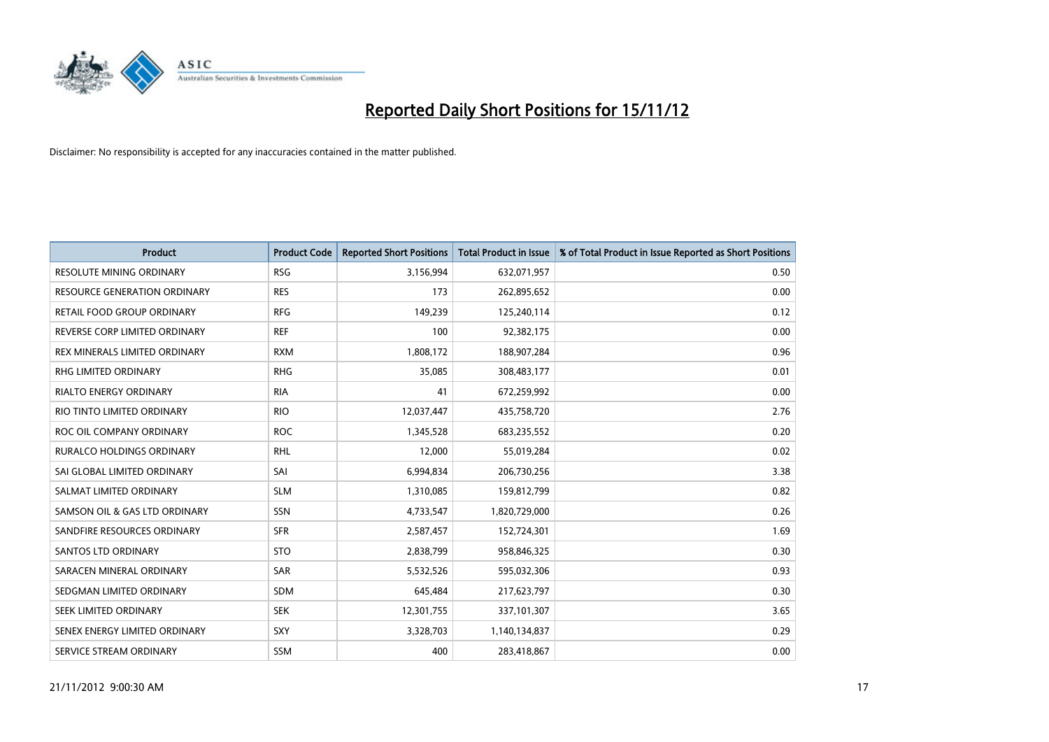# Reported Daily Short Positions for 15/11/12

Disclaimer: No responsibility is accepted for any inaccuracies contained in the matter published.

| Product | Product Code | Reported Short Positions | Total Product in Issue | % of Total Product in Issue Reported as Short Positions |
|---|---|---|---|---|
| RESOLUTE MINING ORDINARY | RSG | 3,156,994 | 632,071,957 | 0.50 |
| RESOURCE GENERATION ORDINARY | RES | 173 | 262,895,652 | 0.00 |
| RETAIL FOOD GROUP ORDINARY | RFG | 149,239 | 125,240,114 | 0.12 |
| REVERSE CORP LIMITED ORDINARY | REF | 100 | 92,382,175 | 0.00 |
| REX MINERALS LIMITED ORDINARY | RXM | 1,808,172 | 188,907,284 | 0.96 |
| RHG LIMITED ORDINARY | RHG | 35,085 | 308,483,177 | 0.01 |
| RIALTO ENERGY ORDINARY | RIA | 41 | 672,259,992 | 0.00 |
| RIO TINTO LIMITED ORDINARY | RIO | 12,037,447 | 435,758,720 | 2.76 |
| ROC OIL COMPANY ORDINARY | ROC | 1,345,528 | 683,235,552 | 0.20 |
| RURALCO HOLDINGS ORDINARY | RHL | 12,000 | 55,019,284 | 0.02 |
| SAI GLOBAL LIMITED ORDINARY | SAI | 6,994,834 | 206,730,256 | 3.38 |
| SALMAT LIMITED ORDINARY | SLM | 1,310,085 | 159,812,799 | 0.82 |
| SAMSON OIL & GAS LTD ORDINARY | SSN | 4,733,547 | 1,820,729,000 | 0.26 |
| SANDFIRE RESOURCES ORDINARY | SFR | 2,587,457 | 152,724,301 | 1.69 |
| SANTOS LTD ORDINARY | STO | 2,838,799 | 958,846,325 | 0.30 |
| SARACEN MINERAL ORDINARY | SAR | 5,532,526 | 595,032,306 | 0.93 |
| SEDGMAN LIMITED ORDINARY | SDM | 645,484 | 217,623,797 | 0.30 |
| SEEK LIMITED ORDINARY | SEK | 12,301,755 | 337,101,307 | 3.65 |
| SENEX ENERGY LIMITED ORDINARY | SXY | 3,328,703 | 1,140,134,837 | 0.29 |
| SERVICE STREAM ORDINARY | SSM | 400 | 283,418,867 | 0.00 |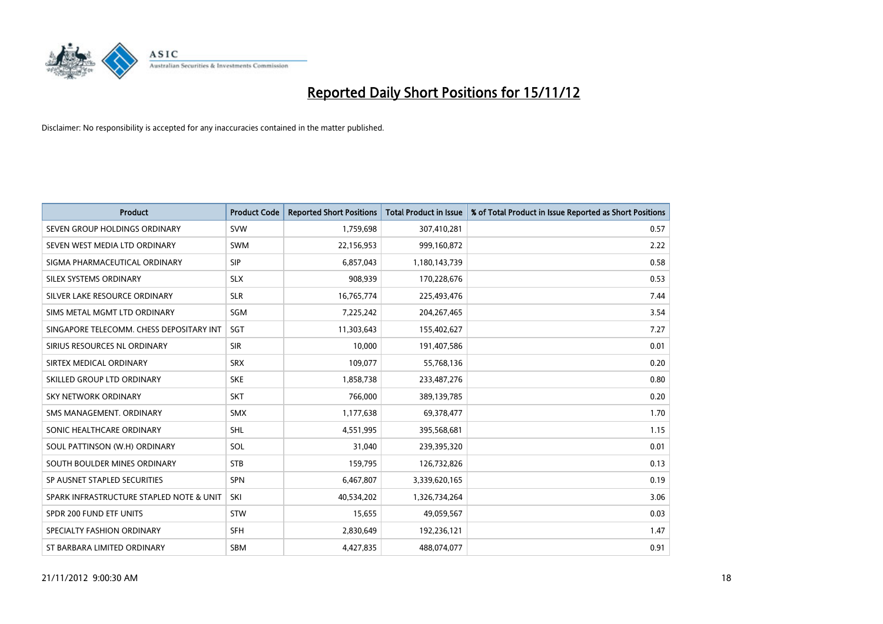# Reported Daily Short Positions for 15/11/12

Disclaimer: No responsibility is accepted for any inaccuracies contained in the matter published.

| Product | Product Code | Reported Short Positions | Total Product in Issue | % of Total Product in Issue Reported as Short Positions |
|---|---|---|---|---|
| SEVEN GROUP HOLDINGS ORDINARY | SVW | 1,759,698 | 307,410,281 | 0.57 |
| SEVEN WEST MEDIA LTD ORDINARY | SWM | 22,156,953 | 999,160,872 | 2.22 |
| SIGMA PHARMACEUTICAL ORDINARY | SIP | 6,857,043 | 1,180,143,739 | 0.58 |
| SILEX SYSTEMS ORDINARY | SLX | 908,939 | 170,228,676 | 0.53 |
| SILVER LAKE RESOURCE ORDINARY | SLR | 16,765,774 | 225,493,476 | 7.44 |
| SIMS METAL MGMT LTD ORDINARY | SGM | 7,225,242 | 204,267,465 | 3.54 |
| SINGAPORE TELECOMM. CHESS DEPOSITARY INT | SGT | 11,303,643 | 155,402,627 | 7.27 |
| SIRIUS RESOURCES NL ORDINARY | SIR | 10,000 | 191,407,586 | 0.01 |
| SIRTEX MEDICAL ORDINARY | SRX | 109,077 | 55,768,136 | 0.20 |
| SKILLED GROUP LTD ORDINARY | SKE | 1,858,738 | 233,487,276 | 0.80 |
| SKY NETWORK ORDINARY | SKT | 766,000 | 389,139,785 | 0.20 |
| SMS MANAGEMENT. ORDINARY | SMX | 1,177,638 | 69,378,477 | 1.70 |
| SONIC HEALTHCARE ORDINARY | SHL | 4,551,995 | 395,568,681 | 1.15 |
| SOUL PATTINSON (W.H) ORDINARY | SOL | 31,040 | 239,395,320 | 0.01 |
| SOUTH BOULDER MINES ORDINARY | STB | 159,795 | 126,732,826 | 0.13 |
| SP AUSNET STAPLED SECURITIES | SPN | 6,467,807 | 3,339,620,165 | 0.19 |
| SPARK INFRASTRUCTURE STAPLED NOTE & UNIT | SKI | 40,534,202 | 1,326,734,264 | 3.06 |
| SPDR 200 FUND ETF UNITS | STW | 15,655 | 49,059,567 | 0.03 |
| SPECIALTY FASHION ORDINARY | SFH | 2,830,649 | 192,236,121 | 1.47 |
| ST BARBARA LIMITED ORDINARY | SBM | 4,427,835 | 488,074,077 | 0.91 |

21/11/2012 9:00:30 AM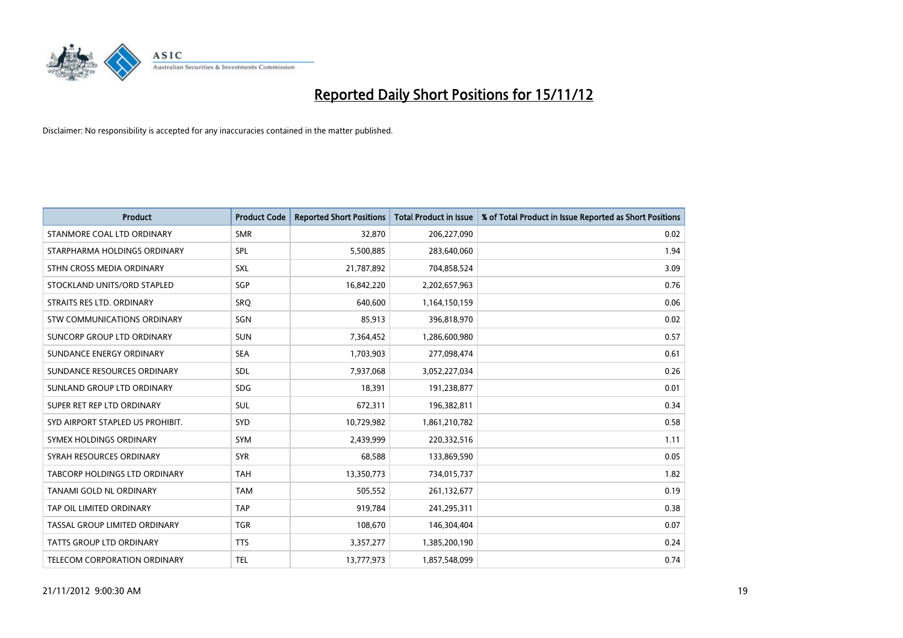# Reported Daily Short Positions for 15/11/12

Disclaimer: No responsibility is accepted for any inaccuracies contained in the matter published.

| Product | Product Code | Reported Short Positions | Total Product in Issue | % of Total Product in Issue Reported as Short Positions |
|---|---|---|---|---|
| STANMORE COAL LTD ORDINARY | SMR | 32,870 | 206,227,090 | 0.02 |
| STARPHARMA HOLDINGS ORDINARY | SPL | 5,500,885 | 283,640,060 | 1.94 |
| STHN CROSS MEDIA ORDINARY | SXL | 21,787,892 | 704,858,524 | 3.09 |
| STOCKLAND UNITS/ORD STAPLED | SGP | 16,842,220 | 2,202,657,963 | 0.76 |
| STRAITS RES LTD. ORDINARY | SRQ | 640,600 | 1,164,150,159 | 0.06 |
| STW COMMUNICATIONS ORDINARY | SGN | 85,913 | 396,818,970 | 0.02 |
| SUNCORP GROUP LTD ORDINARY | SUN | 7,364,452 | 1,286,600,980 | 0.57 |
| SUNDANCE ENERGY ORDINARY | SEA | 1,703,903 | 277,098,474 | 0.61 |
| SUNDANCE RESOURCES ORDINARY | SDL | 7,937,068 | 3,052,227,034 | 0.26 |
| SUNLAND GROUP LTD ORDINARY | SDG | 18,391 | 191,238,877 | 0.01 |
| SUPER RET REP LTD ORDINARY | SUL | 672,311 | 196,382,811 | 0.34 |
| SYD AIRPORT STAPLED US PROHIBIT. | SYD | 10,729,982 | 1,861,210,782 | 0.58 |
| SYMEX HOLDINGS ORDINARY | SYM | 2,439,999 | 220,332,516 | 1.11 |
| SYRAH RESOURCES ORDINARY | SYR | 68,588 | 133,869,590 | 0.05 |
| TABCORP HOLDINGS LTD ORDINARY | TAH | 13,350,773 | 734,015,737 | 1.82 |
| TANAMI GOLD NL ORDINARY | TAM | 505,552 | 261,132,677 | 0.19 |
| TAP OIL LIMITED ORDINARY | TAP | 919,784 | 241,295,311 | 0.38 |
| TASSAL GROUP LIMITED ORDINARY | TGR | 108,670 | 146,304,404 | 0.07 |
| TATTS GROUP LTD ORDINARY | TTS | 3,357,277 | 1,385,200,190 | 0.24 |
| TELECOM CORPORATION ORDINARY | TEL | 13,777,973 | 1,857,548,099 | 0.74 |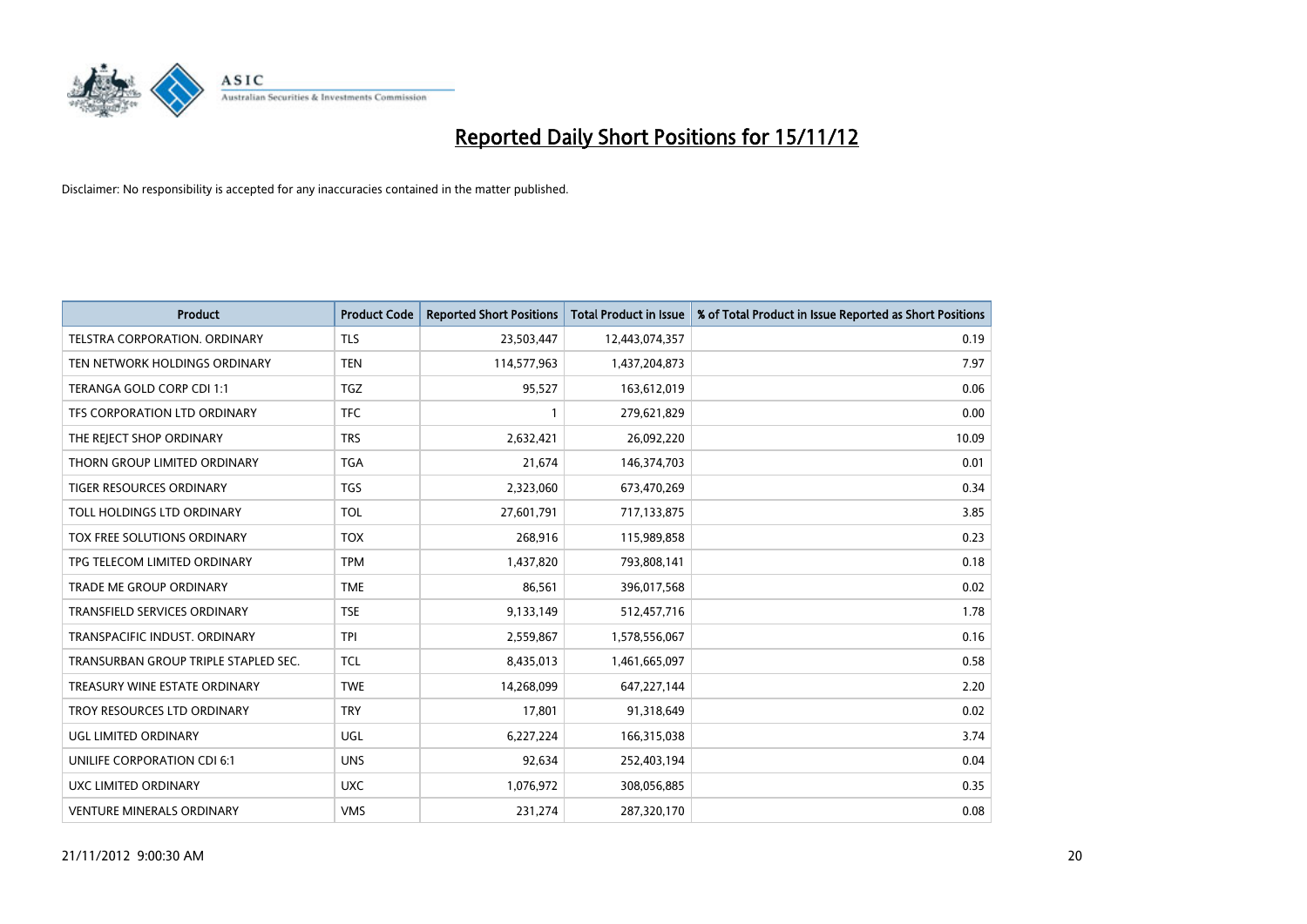# Reported Daily Short Positions for 15/11/12

Disclaimer: No responsibility is accepted for any inaccuracies contained in the matter published.

| Product | Product Code | Reported Short Positions | Total Product in Issue | % of Total Product in Issue Reported as Short Positions |
|---|---|---|---|---|
| TELSTRA CORPORATION. ORDINARY | TLS | 23,503,447 | 12,443,074,357 | 0.19 |
| TEN NETWORK HOLDINGS ORDINARY | TEN | 114,577,963 | 1,437,204,873 | 7.97 |
| TERANGA GOLD CORP CDI 1:1 | TGZ | 95,527 | 163,612,019 | 0.06 |
| TFS CORPORATION LTD ORDINARY | TFC | 1 | 279,621,829 | 0.00 |
| THE REJECT SHOP ORDINARY | TRS | 2,632,421 | 26,092,220 | 10.09 |
| THORN GROUP LIMITED ORDINARY | TGA | 21,674 | 146,374,703 | 0.01 |
| TIGER RESOURCES ORDINARY | TGS | 2,323,060 | 673,470,269 | 0.34 |
| TOLL HOLDINGS LTD ORDINARY | TOL | 27,601,791 | 717,133,875 | 3.85 |
| TOX FREE SOLUTIONS ORDINARY | TOX | 268,916 | 115,989,858 | 0.23 |
| TPG TELECOM LIMITED ORDINARY | TPM | 1,437,820 | 793,808,141 | 0.18 |
| TRADE ME GROUP ORDINARY | TME | 86,561 | 396,017,568 | 0.02 |
| TRANSFIELD SERVICES ORDINARY | TSE | 9,133,149 | 512,457,716 | 1.78 |
| TRANSPACIFIC INDUST. ORDINARY | TPI | 2,559,867 | 1,578,556,067 | 0.16 |
| TRANSURBAN GROUP TRIPLE STAPLED SEC. | TCL | 8,435,013 | 1,461,665,097 | 0.58 |
| TREASURY WINE ESTATE ORDINARY | TWE | 14,268,099 | 647,227,144 | 2.20 |
| TROY RESOURCES LTD ORDINARY | TRY | 17,801 | 91,318,649 | 0.02 |
| UGL LIMITED ORDINARY | UGL | 6,227,224 | 166,315,038 | 3.74 |
| UNILIFE CORPORATION CDI 6:1 | UNS | 92,634 | 252,403,194 | 0.04 |
| UXC LIMITED ORDINARY | UXC | 1,076,972 | 308,056,885 | 0.35 |
| VENTURE MINERALS ORDINARY | VMS | 231,274 | 287,320,170 | 0.08 |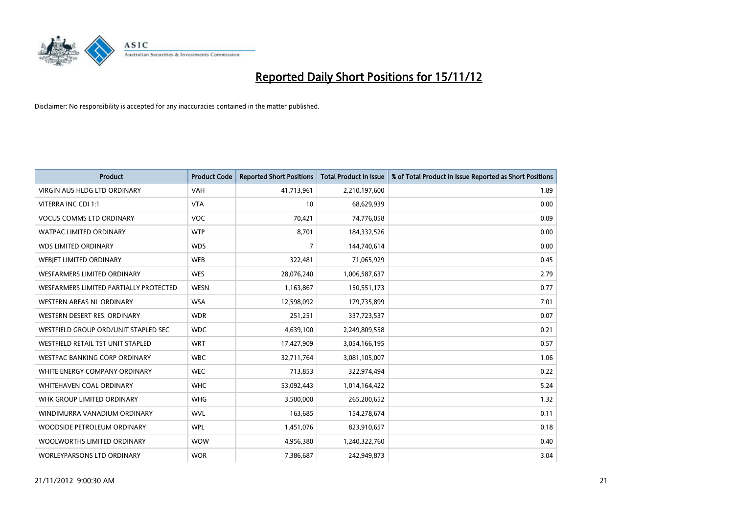# Reported Daily Short Positions for 15/11/12

Disclaimer: No responsibility is accepted for any inaccuracies contained in the matter published.

| Product | Product Code | Reported Short Positions | Total Product in Issue | % of Total Product in Issue Reported as Short Positions |
|---|---|---|---|---|
| VIRGIN AUS HLDG LTD ORDINARY | VAH | 41,713,961 | 2,210,197,600 | 1.89 |
| VITERRA INC CDI 1:1 | VTA | 10 | 68,629,939 | 0.00 |
| VOCUS COMMS LTD ORDINARY | VOC | 70,421 | 74,776,058 | 0.09 |
| WATPAC LIMITED ORDINARY | WTP | 8,701 | 184,332,526 | 0.00 |
| WDS LIMITED ORDINARY | WDS | 7 | 144,740,614 | 0.00 |
| WEBJET LIMITED ORDINARY | WEB | 322,481 | 71,065,929 | 0.45 |
| WESFARMERS LIMITED ORDINARY | WES | 28,076,240 | 1,006,587,637 | 2.79 |
| WESFARMERS LIMITED PARTIALLY PROTECTED | WESN | 1,163,867 | 150,551,173 | 0.77 |
| WESTERN AREAS NL ORDINARY | WSA | 12,598,092 | 179,735,899 | 7.01 |
| WESTERN DESERT RES. ORDINARY | WDR | 251,251 | 337,723,537 | 0.07 |
| WESTFIELD GROUP ORD/UNIT STAPLED SEC | WDC | 4,639,100 | 2,249,809,558 | 0.21 |
| WESTFIELD RETAIL TST UNIT STAPLED | WRT | 17,427,909 | 3,054,166,195 | 0.57 |
| WESTPAC BANKING CORP ORDINARY | WBC | 32,711,764 | 3,081,105,007 | 1.06 |
| WHITE ENERGY COMPANY ORDINARY | WEC | 713,853 | 322,974,494 | 0.22 |
| WHITEHAVEN COAL ORDINARY | WHC | 53,092,443 | 1,014,164,422 | 5.24 |
| WHK GROUP LIMITED ORDINARY | WHG | 3,500,000 | 265,200,652 | 1.32 |
| WINDIMURRA VANADIUM ORDINARY | WVL | 163,685 | 154,278,674 | 0.11 |
| WOODSIDE PETROLEUM ORDINARY | WPL | 1,451,076 | 823,910,657 | 0.18 |
| WOOLWORTHS LIMITED ORDINARY | WOW | 4,956,380 | 1,240,322,760 | 0.40 |
| WORLEYPARSONS LTD ORDINARY | WOR | 7,386,687 | 242,949,873 | 3.04 |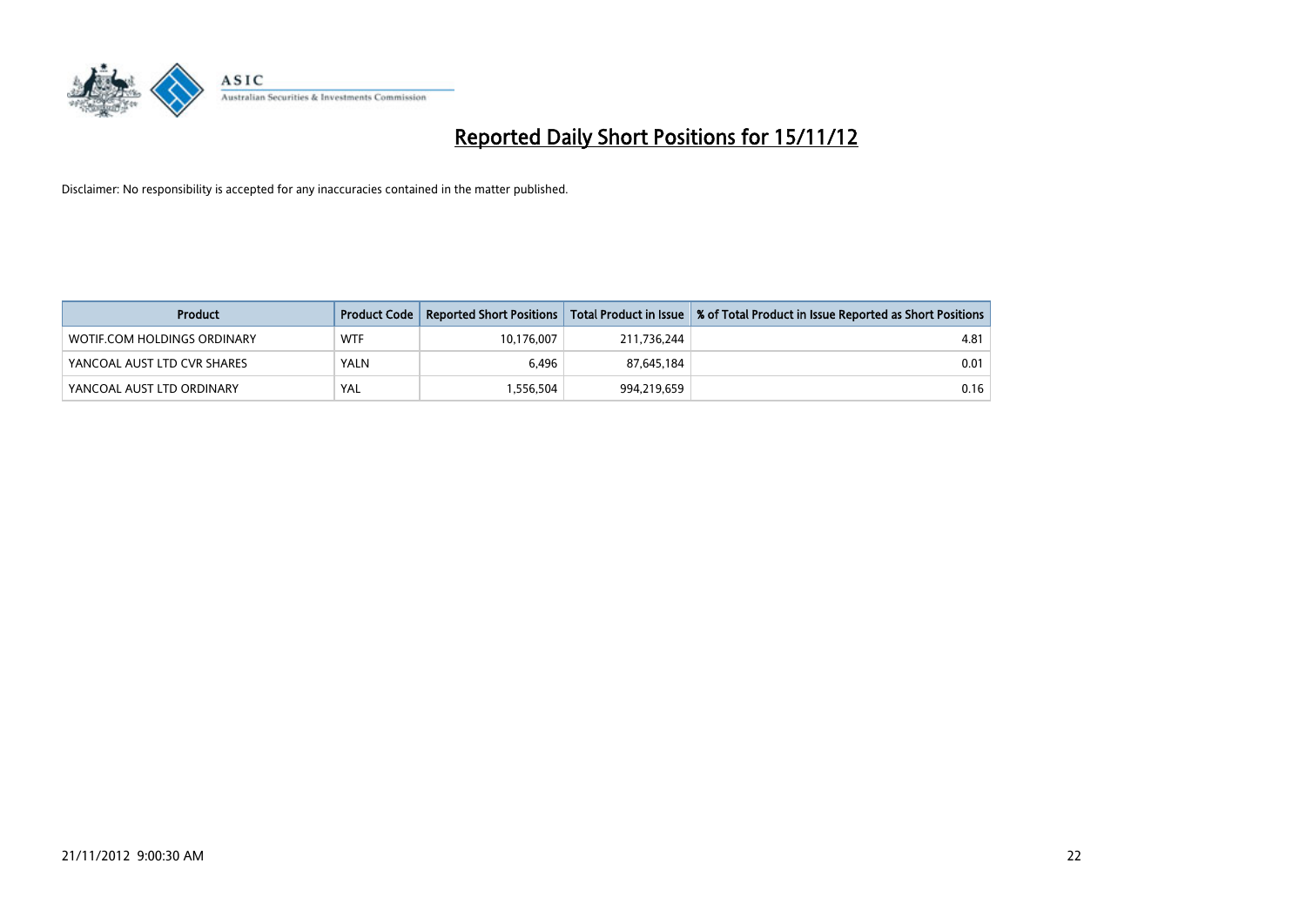# Reported Daily Short Positions for 15/11/12

Disclaimer: No responsibility is accepted for any inaccuracies contained in the matter published.

| Product | Product Code | Reported Short Positions | Total Product in Issue | % of Total Product in Issue Reported as Short Positions |
|---|---|---|---|---|
| WOTIF.COM HOLDINGS ORDINARY | WTF | 10,176,007 | 211,736,244 | 4.81 |
| YANCOAL AUST LTD CVR SHARES | YALN | 6,496 | 87,645,184 | 0.01 |
| YANCOAL AUST LTD ORDINARY | YAL | 1,556,504 | 994,219,659 | 0.16 |

21/11/2012 9:00:30 AM